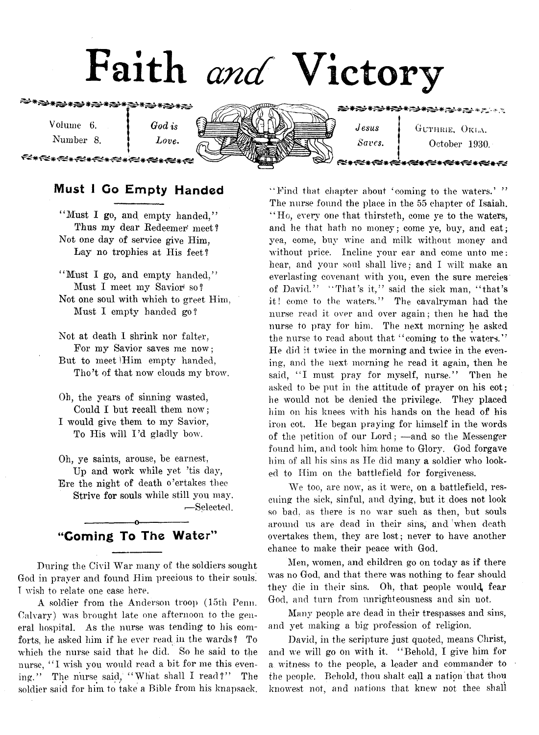# Faith *and* Victory

Volume 6. Number 8. | *God is Love.* | *Jesus Saves.* | GUTHRIE, OKLA. October 1930.

## Must I Go Empty Handed

"Must I go, and empty handed,"
Thus my dear Redeemer meet?
Not one day of service give Him,
Lay no trophies at His feet?

"Must I go, and empty handed,"
Must I meet my Savior so?
Not one soul with which to greet Him,
Must I empty handed go?

Not at death I shrink nor falter,
For my Savior saves me now;
But to meet Him empty handed,
Tho't of that now clouds my brow.

Oh, the years of sinning wasted,
Could I but recall them now;
I would give them to my Savior,
To His will I'd gladly bow.

Oh, ye saints, arouse, be earnest,
Up and work while yet 'tis day,
Ere the night of death o'ertakes thee
Strive for souls while still you may.

—Selected.

## "Coming To The Water"

During the Civil War many of the soldiers sought God in prayer and found Him precious to their souls. I wish to relate one case here.

A soldier from the Anderson troop (15th Penn. Calvary) was brought late one afternoon to the general hospital. As the nurse was tending to his comforts, he asked him if he ever read in the wards? To which the nurse said that he did. So he said to the nurse, "I wish you would read a bit for me this evening." The nurse said, "What shall I read?" The soldier said for him to take a Bible from his knapsack. "Find that chapter about 'coming to the waters.'" The nurse found the place in the 55 chapter of Isaiah. "Ho, every one that thirsteth, come ye to the waters, and he that hath no money; come ye, buy, and eat; yea, come, buy wine and milk without money and without price. Incline your ear and come unto me: hear, and your soul shall live; and I will make an everlasting covenant with you, even the sure mercies of David." "That's it," said the sick man, "that's it! come to the waters." The cavalryman had the nurse read it over and over again; then he had the nurse to pray for him. The next morning he asked the nurse to read about that "coming to the waters." He did it twice in the morning and twice in the evening, and the next morning he read it again, then he said, "I must pray for myself, nurse." Then he asked to be put in the attitude of prayer on his cot; he would not be denied the privilege. They placed him on his knees with his hands on the head of his iron cot. He began praying for himself in the words of the petition of our Lord; —and so the Messenger found him, and took him home to Glory. God forgave him of all his sins as He did many a soldier who looked to Him on the battlefield for forgiveness.

We too, are now, as it were, on a battlefield, rescuing the sick, sinful, and dying, but it does not look so bad, as there is no war such as then, but souls around us are dead in their sins, and when death overtakes them, they are lost; never to have another chance to make their peace with God.

Men, women, and children go on today as if there was no God, and that there was nothing to fear should they die in their sins. Oh, that people would fear God, and turn from unrighteousness and sin not.

Many people are dead in their trespasses and sins, and yet making a big profession of religion.

David, in the scripture just quoted, means Christ, and we will go on with it. "Behold, I give him for a witness to the people, a leader and commander to the people. Behold, thou shalt call a nation that thou knowest not, and nations that knew not thee shall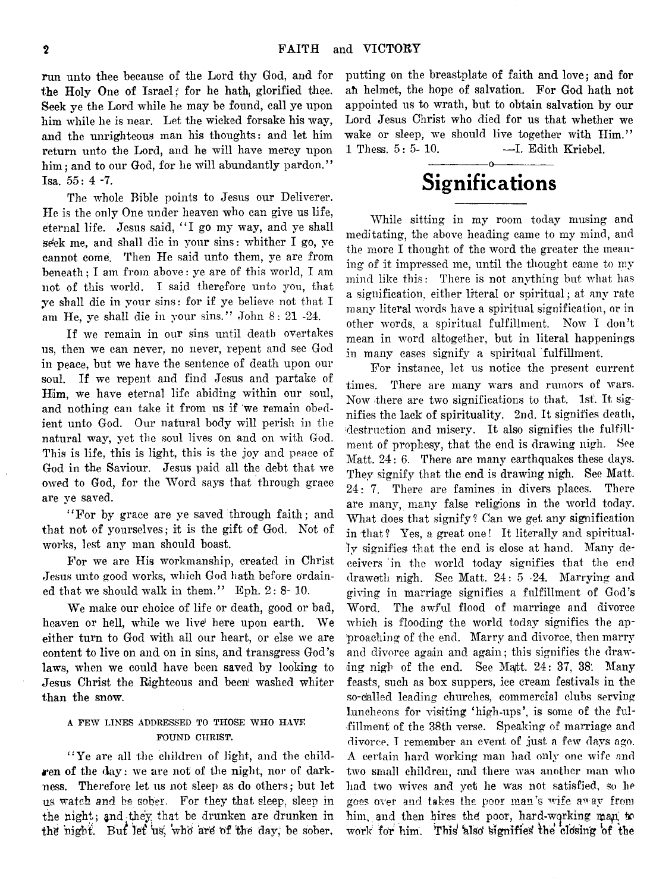run unto thee because of the Lord thy God, and for the Holy One of Israel; for he hath glorified thee. Seek ye the Lord while he may be found, call ye upon him while he is near. Let the wicked forsake his way, and the unrighteous man his thoughts: and let him return unto the Lord, and he will have mercy upon him; and to our God, for he will abundantly pardon." Isa. 55: 4 -7.

The whole Bible points to Jesus our Deliverer. He is the only One under heaven who can give us life, eternal life. Jesus said, "I go my way, and ye shall seek me, and shall die in your sins: whither I go, ye cannot come. Then He said unto them, ye are from beneath; I am from above: ye are of this world, I am not of this world. I said therefore unto you, that ye shall die in your sins: for if ye believe not that I am He, ye shall die in your sins." John 8: 21 -24.

If we remain in our sins until death overtakes us, then we can never, no never, repent and see God in peace, but we have the sentence of death upon our soul. If we repent and find Jesus and partake of Him, we have eternal life abiding within our soul, and nothing can take it from us if we remain obedient unto God. Our natural body will perish in the natural way, yet the soul lives on and on with God. This is life, this is light, this is the joy and peace of God in the Saviour. Jesus paid all the debt that we owed to God, for the Word says that through grace are ye saved.

"For by grace are ye saved through faith; and that not of yourselves; it is the gift of God. Not of works, lest any man should boast.

For we are His workmanship, created in Christ Jesus unto good works, which God hath before ordained that we should walk in them." Eph. 2: 8- 10.

We make our choice of life or death, good or bad, heaven or hell, while we live here upon earth. We either turn to God with all our heart, or else we are content to live on and on in sins, and transgress God's laws, when we could have been saved by looking to Jesus Christ the Righteous and been washed whiter than the snow.

A FEW LINES ADDRESSED TO THOSE WHO HAVE FOUND CHRIST.

"Ye are all the children of light, and the children of the day: we are not of the night, nor of darkness. Therefore let us not sleep as do others; but let us watch and be sober. For they that sleep, sleep in the night; and they that be drunken are drunken in the night. But let us, who are of the day, be sober, putting on the breastplate of faith and love; and for an helmet, the hope of salvation. For God hath not appointed us to wrath, but to obtain salvation by our Lord Jesus Christ who died for us that whether we wake or sleep, we should live together with Him." 1 Thess. 5: 5- 10. —I. Edith Kriebel.

# Significations

While sitting in my room today musing and meditating, the above heading came to my mind, and the more I thought of the word the greater the meaning of it impressed me, until the thought came to my mind like this: There is not anything but what has a signification, either literal or spiritual; at any rate many literal words have a spiritual signification, or in other words, a spiritual fulfillment. Now I don't mean in word altogether, but in literal happenings in many cases signify a spiritual fulfillment.

For instance, let us notice the present current times. There are many wars and rumors of wars. Now there are two significations to that. 1st. It signifies the lack of spirituality. 2nd. It signifies death, destruction and misery. It also signifies the fulfillment of prophesy, that the end is drawing nigh. See Matt. 24: 6. There are many earthquakes these days. They signify that the end is drawing nigh. See Matt. 24: 7. There are famines in divers places. There are many, many false religions in the world today. What does that signify? Can we get any signification in that? Yes, a great one! It literally and spiritually signifies that the end is close at hand. Many deceivers in the world today signifies that the end draweth nigh. See Matt. 24: 5 -24. Marrying and giving in marriage signifies a fulfillment of God's Word. The awful flood of marriage and divorce which is flooding the world today signifies the approaching of the end. Marry and divorce, then marry and divorce again and again; this signifies the drawing nigh of the end. See Matt. 24: 37, 38. Many feasts, such as box suppers, ice cream festivals in the so-called leading churches, commercial clubs serving luncheons for visiting 'high-ups', is some of the fulfillment of the 38th verse. Speaking of marriage and divorce, I remember an event of just a few days ago. A certain hard working man had only one wife and two small children, and there was another man who had two wives and yet he was not satisfied, so he goes over and takes the poor man's wife away from him, and then hires the poor, hard-working man to work for him. This also signifies the closing of the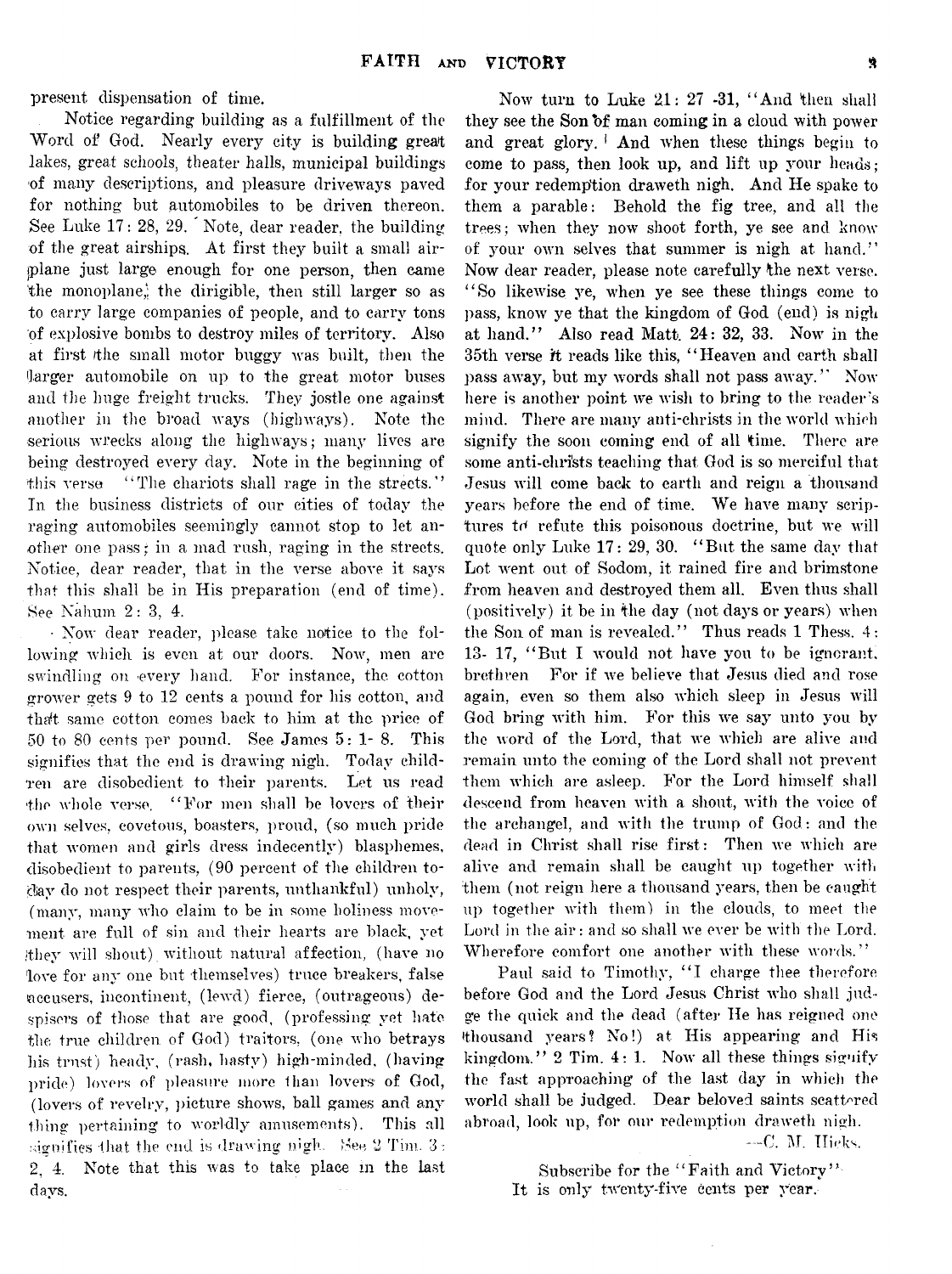present dispensation of time.

Notice regarding building as a fulfillment of the Word of God. Nearly every city is building great lakes, great schools, theater halls, municipal buildings of many descriptions, and pleasure driveways paved for nothing but automobiles to be driven thereon. See Luke 17: 28, 29. Note, dear reader, the building of the great airships. At first they built a small airplane just large enough for one person, then came the monoplane, the dirigible, then still larger so as to carry large companies of people, and to carry tons of explosive bombs to destroy miles of territory. Also at first the small motor buggy was built, then the larger automobile on up to the great motor buses and the huge freight trucks. They jostle one against another in the broad ways (highways). Note the serious wrecks along the highways; many lives are being destroyed every day. Note in the beginning of this verse "The chariots shall rage in the streets." In the business districts of our cities of today the raging automobiles seemingly cannot stop to let another one pass; in a mad rush, raging in the streets. Notice, dear reader, that in the verse above it says that this shall be in His preparation (end of time). See Nahum 2: 3, 4.

Now dear reader, please take notice to the following which is even at our doors. Now, men are swindling on every hand. For instance, the cotton grower gets 9 to 12 cents a pound for his cotton, and that same cotton comes back to him at the price of 50 to 80 cents per pound. See James 5: 1- 8. This signifies that the end is drawing nigh. Today children are disobedient to their parents. Let us read the whole verse. "For men shall be lovers of their own selves, covetous, boasters, proud, (so much pride that women and girls dress indecently) blasphemes, disobedient to parents, (90 percent of the children today do not respect their parents, unthankful) unholy, (many, many who claim to be in some holiness movement are full of sin and their hearts are black, yet they will shout) without natural affection, (have no love for any one but themselves) truce breakers, false accusers, incontinent, (lewd) fierce, (outrageous) despisers of those that are good, (professing yet hate the true children of God) traitors, (one who betrays his trust) heady, (rash, hasty) high-minded, (having pride) lovers of pleasure more than lovers of God, (lovers of revelry, picture shows, ball games and any thing pertaining to worldly amusements). This all signifies that the end is drawing nigh. See 2 Tim. 3: 2, 4. Note that this was to take place in the last days.

Now turn to Luke 21: 27 -31, "And then shall they see the Son of man coming in a cloud with power and great glory. And when these things begin to come to pass, then look up, and lift up your heads; for your redemption draweth nigh. And He spake to them a parable: Behold the fig tree, and all the trees; when they now shoot forth, ye see and know of your own selves that summer is nigh at hand." Now dear reader, please note carefully the next verse. "So likewise ye, when ye see these things come to pass, know ye that the kingdom of God (end) is nigh at hand." Also read Matt. 24: 32, 33. Now in the 35th verse it reads like this, "Heaven and earth shall pass away, but my words shall not pass away." Now here is another point we wish to bring to the reader's mind. There are many anti-christs in the world which signify the soon coming end of all time. There are some anti-christs teaching that God is so merciful that Jesus will come back to earth and reign a thousand years before the end of time. We have many scriptures to refute this poisonous doctrine, but we will quote only Luke 17: 29, 30. "But the same day that Lot went out of Sodom, it rained fire and brimstone from heaven and destroyed them all. Even thus shall (positively) it be in the day (not days or years) when the Son of man is revealed." Thus reads 1 Thess. 4: 13- 17, "But I would not have you to be ignorant, brethren For if we believe that Jesus died and rose again, even so them also which sleep in Jesus will God bring with him. For this we say unto you by the word of the Lord, that we which are alive and remain unto the coming of the Lord shall not prevent them which are asleep. For the Lord himself shall descend from heaven with a shout, with the voice of the archangel, and with the trump of God: and the dead in Christ shall rise first: Then we which are alive and remain shall be caught up together with them (not reign here a thousand years, then be caught up together with them) in the clouds, to meet the Lord in the air: and so shall we ever be with the Lord. Wherefore comfort one another with these words."

Paul said to Timothy, "I charge thee therefore before God and the Lord Jesus Christ who shall judge the quick and the dead (after He has reigned one thousand years? No!) at His appearing and His kingdom." 2 Tim. 4: 1. Now all these things signify the fast approaching of the last day in which the world shall be judged. Dear beloved saints scattered abroad, look up, for our redemption draweth nigh.

—C. M. Hicks.

Subscribe for the "Faith and Victory"
It is only twenty-five cents per year.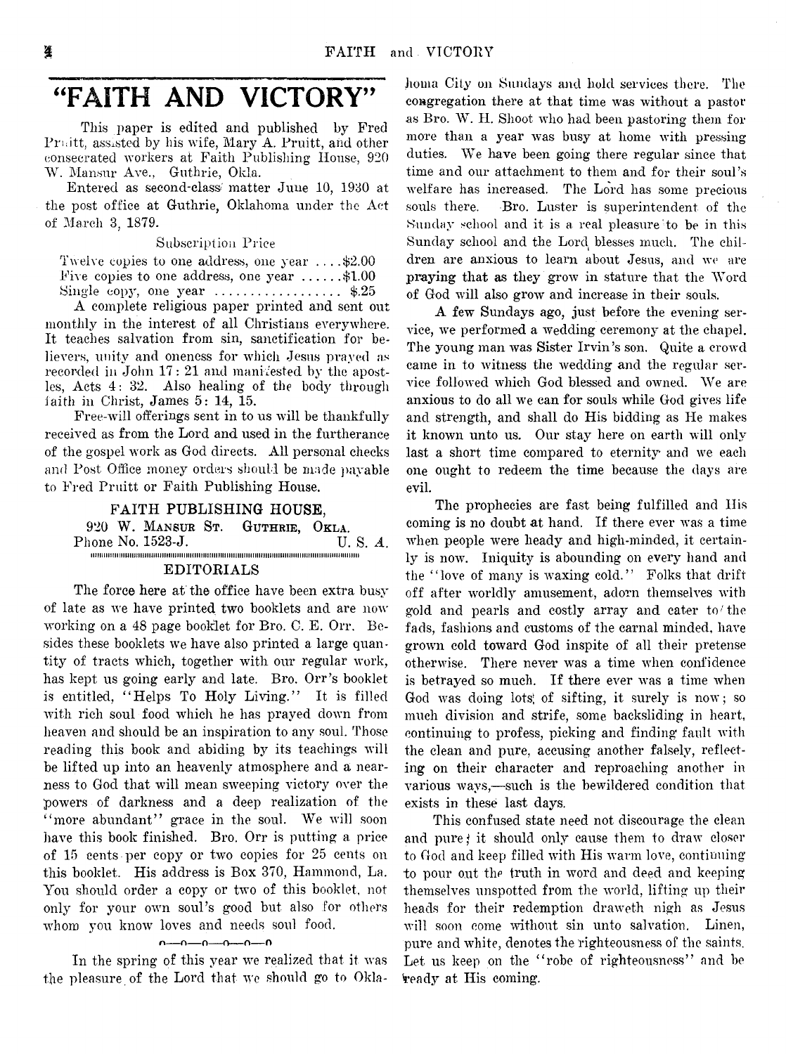# "FAITH AND VICTORY"

This paper is edited and published by Fred Pruitt, assisted by his wife, Mary A. Pruitt, and other consecrated workers at Faith Publishing House, 920 W. Mansur Ave., Guthrie, Okla.

Entered as second-class matter June 10, 1930 at the post office at Guthrie, Oklahoma under the Act of March 3, 1879.

Subscription Price

Twelve copies to one address, one year .... $2.00
Five copies to one address, one year ...... $1.00
Single copy, one year .................. $.25

A complete religious paper printed and sent out monthly in the interest of all Christians everywhere. It teaches salvation from sin, sanctification for believers, unity and oneness for which Jesus prayed as recorded in John 17: 21 and manifested by the apostles, Acts 4: 32. Also healing of the body through faith in Christ, James 5: 14, 15.

Free-will offerings sent in to us will be thankfully received as from the Lord and used in the furtherance of the gospel work as God directs. All personal checks and Post Office money orders should be made payable to Fred Pruitt or Faith Publishing House.

FAITH PUBLISHING HOUSE,
920 W. Mansur St. Guthrie, Okla.
Phone No. 1523-J. U. S. A.

## EDITORIALS

The force here at the office have been extra busy of late as we have printed two booklets and are now working on a 48 page booklet for Bro. C. E. Orr. Besides these booklets we have also printed a large quantity of tracts which, together with our regular work, has kept us going early and late. Bro. Orr's booklet is entitled, "Helps To Holy Living." It is filled with rich soul food which he has prayed down from heaven and should be an inspiration to any soul. Those reading this book and abiding by its teachings will be lifted up into an heavenly atmosphere and a nearness to God that will mean sweeping victory over the powers of darkness and a deep realization of the "more abundant" grace in the soul. We will soon have this book finished. Bro. Orr is putting a price of 15 cents per copy or two copies for 25 cents on this booklet. His address is Box 370, Hammond, La. You should order a copy or two of this booklet, not only for your own soul's good but also for others whom you know loves and needs soul food.

o—o—o—o—o—o

In the spring of this year we realized that it was the pleasure of the Lord that we should go to Oklahoma City on Sundays and hold services there. The congregation there at that time was without a pastor as Bro. W. H. Shoot who had been pastoring them for more than a year was busy at home with pressing duties. We have been going there regular since that time and our attachment to them and for their soul's welfare has increased. The Lord has some precious souls there. Bro. Luster is superintendent of the Sunday school and it is a real pleasure to be in this Sunday school and the Lord blesses much. The children are anxious to learn about Jesus, and we are praying that as they grow in stature that the Word of God will also grow and increase in their souls.

A few Sundays ago, just before the evening service, we performed a wedding ceremony at the chapel. The young man was Sister Irvin's son. Quite a crowd came in to witness the wedding and the regular service followed which God blessed and owned. We are anxious to do all we can for souls while God gives life and strength, and shall do His bidding as He makes it known unto us. Our stay here on earth will only last a short time compared to eternity and we each one ought to redeem the time because the days are evil.

The prophecies are fast being fulfilled and His coming is no doubt at hand. If there ever was a time when people were heady and high-minded, it certainly is now. Iniquity is abounding on every hand and the "love of many is waxing cold." Folks that drift off after worldly amusement, adorn themselves with gold and pearls and costly array and cater to the fads, fashions and customs of the carnal minded, have grown cold toward God inspite of all their pretense otherwise. There never was a time when confidence is betrayed so much. If there ever was a time when God was doing lots of sifting, it surely is now; so much division and strife, some backsliding in heart, continuing to profess, picking and finding fault with the clean and pure, accusing another falsely, reflecting on their character and reproaching another in various ways,—such is the bewildered condition that exists in these last days.

This confused state need not discourage the clean and pure; it should only cause them to draw closer to God and keep filled with His warm love, continuing to pour out the truth in word and deed and keeping themselves unspotted from the world, lifting up their heads for their redemption draweth nigh as Jesus will soon come without sin unto salvation. Linen, pure and white, denotes the righteousness of the saints. Let us keep on the "robe of righteousness" and be ready at His coming.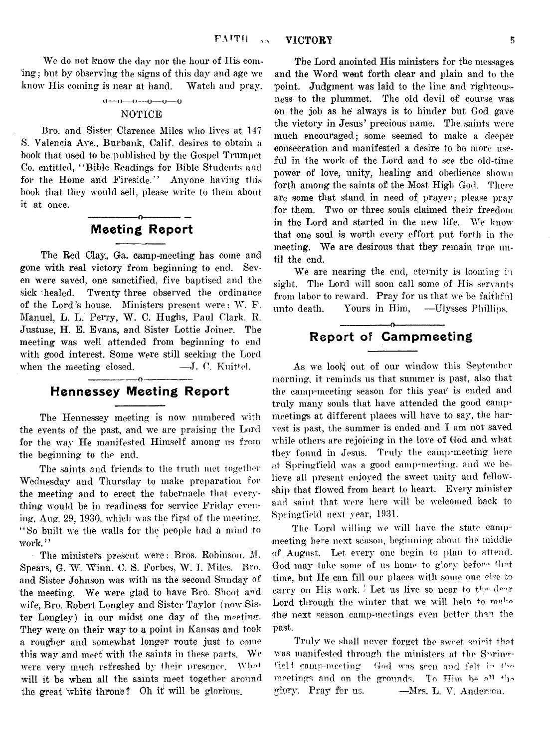We do not know the day nor the hour of His coming; but by observing the signs of this day and age we know His coming is near at hand. Watch and pray.

o—o—o—o—o—o

NOTICE

Bro. and Sister Clarence Miles who lives at 147 S. Valencia Ave., Burbank, Calif. desires to obtain a book that used to be published by the Gospel Trumpet Co. entitled, "Bible Readings for Bible Students and for the Home and Fireside." Anyone having this book that they would sell, please write to them about it at once.

## Meeting Report

The Red Clay, Ga. camp-meeting has come and gone with real victory from beginning to end. Seven were saved, one sanctified, five baptised and the sick healed. Twenty three observed the ordinance of the Lord's house. Ministers present were: W. F. Manuel, L. L. Perry, W. C. Hughs, Paul Clark, R. Justuse, H. E. Evans, and Sister Lottie Joiner. The meeting was well attended from beginning to end with good interest. Some were still seeking the Lord when the meeting closed. —J. C. Knittel.

## Hennessey Meeting Report

The Hennessey meeting is now numbered with the events of the past, and we are praising the Lord for the way He manifested Himself among us from the beginning to the end.

The saints and friends to the truth met together Wednesday and Thursday to make preparation for the meeting and to erect the tabernacle that everything would be in readiness for service Friday evening, Aug. 29, 1930, which was the first of the meeting. "So built we the walls for the people had a mind to work."

The ministers present were: Bros. Robinson. M. Spears, G. W. Winn. C. S. Forbes, W. I. Miles. Bro. and Sister Johnson was with us the second Sunday of the meeting. We were glad to have Bro. Shoot and wife, Bro. Robert Longley and Sister Taylor (now Sister Longley) in our midst one day of the meeting. They were on their way to a point in Kansas and took a rougher and somewhat longer route just to come this way and meet with the saints in these parts. We were very much refreshed by their presence. What will it be when all the saints meet together around the great white throne? Oh it will be glorious.

The Lord anointed His ministers for the messages and the Word went forth clear and plain and to the point. Judgment was laid to the line and righteousness to the plummet. The old devil of course was on the job as he always is to hinder but God gave the victory in Jesus' precious name. The saints were much encouraged; some seemed to make a deeper consecration and manifested a desire to be more useful in the work of the Lord and to see the old-time power of love, unity, healing and obedience shown forth among the saints of the Most High God. There are some that stand in need of prayer; please pray for them. Two or three souls claimed their freedom in the Lord and started in the new life. We know that one soul is worth every effort put forth in the meeting. We are desirous that they remain true until the end.

We are nearing the end, eternity is looming in sight. The Lord will soon call some of His servants from labor to reward. Pray for us that we be faithful unto death. Yours in Him, —Ulysses Phillips.

## Report of Campmeeting

As we look out of our window this September morning, it reminds us that summer is past, also that the camp-meeting season for this year is ended and truly many souls that have attended the good camp-meetings at different places will have to say, the harvest is past, the summer is ended and I am not saved while others are rejoicing in the love of God and what they found in Jesus. Truly the camp-meeting here at Springfield was a good camp-meeting. and we believe all present enjoyed the sweet unity and fellowship that flowed from heart to heart. Every minister and saint that were here will be welcomed back to Springfield next year, 1931.

The Lord willing we will have the state camp-meeting here next season, beginning about the middle of August. Let every one begin to plan to attend. God may take some of us home to glory before that time, but He can fill our places with some one else to carry on His work. Let us live so near to the dear Lord through the winter that we will help to make the next season camp-meetings even better than the past.

Truly we shall never forget the sweet spirit that was manifested through the ministers at the Springfield camp-meeting. God was seen and felt in the meetings and on the grounds. To Him be all the glory. Pray for us. —Mrs. L. V. Anderson.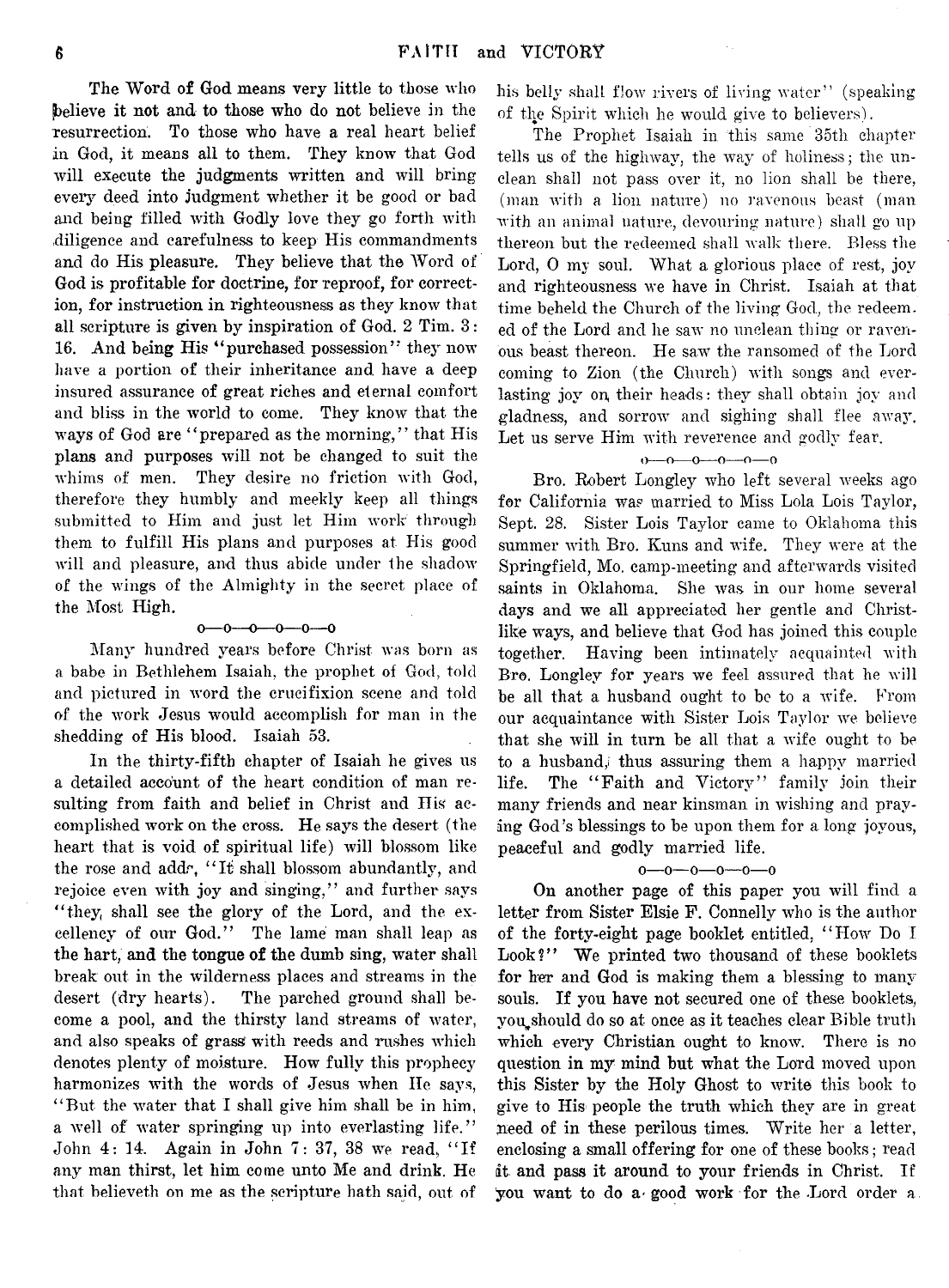The Word of God means very little to those who believe it not and to those who do not believe in the resurrection. To those who have a real heart belief in God, it means all to them. They know that God will execute the judgments written and will bring every deed into judgment whether it be good or bad and being filled with Godly love they go forth with diligence and carefulness to keep His commandments and do His pleasure. They believe that the Word of God is profitable for doctrine, for reproof, for correction, for instruction in righteousness as they know that all scripture is given by inspiration of God. 2 Tim. 3: 16. And being His "purchased possession" they now have a portion of their inheritance and have a deep insured assurance of great riches and eternal comfort and bliss in the world to come. They know that the ways of God are "prepared as the morning," that His plans and purposes will not be changed to suit the whims of men. They desire no friction with God, therefore they humbly and meekly keep all things submitted to Him and just let Him work through them to fulfill His plans and purposes at His good will and pleasure, and thus abide under the shadow of the wings of the Almighty in the secret place of the Most High.

o—o—o—o—o—o

Many hundred years before Christ was born as a babe in Bethlehem Isaiah, the prophet of God, told and pictured in word the crucifixion scene and told of the work Jesus would accomplish for man in the shedding of His blood. Isaiah 53.

In the thirty-fifth chapter of Isaiah he gives us a detailed account of the heart condition of man resulting from faith and belief in Christ and His accomplished work on the cross. He says the desert (the heart that is void of spiritual life) will blossom like the rose and adds, "It shall blossom abundantly, and rejoice even with joy and singing," and further says "they shall see the glory of the Lord, and the excellency of our God." The lame man shall leap as the hart, and the tongue of the dumb sing, water shall break out in the wilderness places and streams in the desert (dry hearts). The parched ground shall become a pool, and the thirsty land streams of water, and also speaks of grass with reeds and rushes which denotes plenty of moisture. How fully this prophecy harmonizes with the words of Jesus when He says, "But the water that I shall give him shall be in him, a well of water springing up into everlasting life." John 4: 14. Again in John 7: 37, 38 we read, "If any man thirst, let him come unto Me and drink. He that believeth on me as the scripture hath said, out of his belly shall flow rivers of living water" (speaking of the Spirit which he would give to believers).

The Prophet Isaiah in this same 35th chapter tells us of the highway, the way of holiness; the unclean shall not pass over it, no lion shall be there, (man with a lion nature) no ravenous beast (man with an animal nature, devouring nature) shall go up thereon but the redeemed shall walk there. Bless the Lord, O my soul. What a glorious place of rest, joy and righteousness we have in Christ. Isaiah at that time beheld the Church of the living God, the redeemed of the Lord and he saw no unclean thing or ravenous beast thereon. He saw the ransomed of the Lord coming to Zion (the Church) with songs and everlasting joy on their heads: they shall obtain joy and gladness, and sorrow and sighing shall flee away. Let us serve Him with reverence and godly fear.

o—o—o—o—o—o

Bro. Robert Longley who left several weeks ago for California was married to Miss Lola Lois Taylor, Sept. 28. Sister Lois Taylor came to Oklahoma this summer with Bro. Kuns and wife. They were at the Springfield, Mo. camp-meeting and afterwards visited saints in Oklahoma. She was in our home several days and we all appreciated her gentle and Christlike ways, and believe that God has joined this couple together. Having been intimately acquainted with Bro. Longley for years we feel assured that he will be all that a husband ought to be to a wife. From our acquaintance with Sister Lois Taylor we believe that she will in turn be all that a wife ought to be to a husband, thus assuring them a happy married life. The "Faith and Victory" family join their many friends and near kinsman in wishing and praying God's blessings to be upon them for a long joyous, peaceful and godly married life.

o—o—o—o—o—o

On another page of this paper you will find a letter from Sister Elsie F. Connelly who is the author of the forty-eight page booklet entitled, "How Do I Look?" We printed two thousand of these booklets for her and God is making them a blessing to many souls. If you have not secured one of these booklets, you should do so at once as it teaches clear Bible truth which every Christian ought to know. There is no question in my mind but what the Lord moved upon this Sister by the Holy Ghost to write this book to give to His people the truth which they are in great need of in these perilous times. Write her a letter, enclosing a small offering for one of these books; read it and pass it around to your friends in Christ. If you want to do a good work for the Lord order a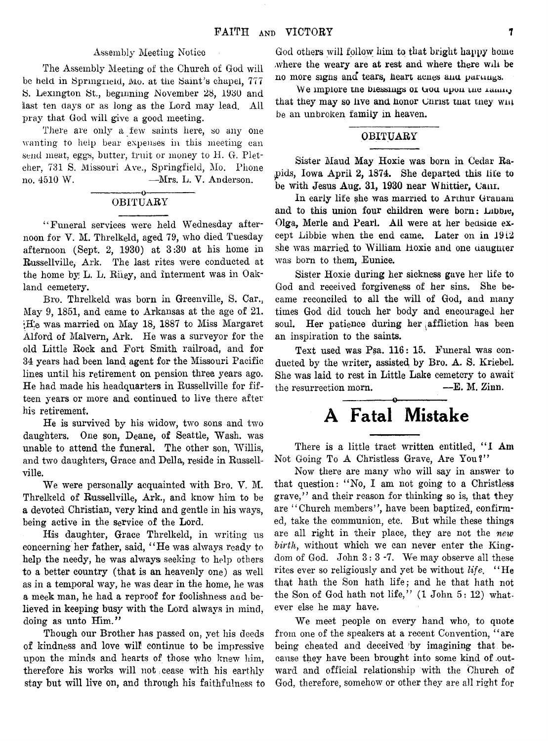### Assembly Meeting Notice

The Assembly Meeting of the Church of God will be held in Springfield, Mo. at the Saint's chapel, 777 S. Lexington St., beginning November 28, 1930 and last ten days or as long as the Lord may lead. All pray that God will give a good meeting.

There are only a few saints here, so any one wanting to help bear expenses in this meeting can send meat, eggs, butter, fruit or money to H. G. Pletcher, 731 S. Missouri Ave., Springfield, Mo. Phone no. 4510 W. —Mrs. L. V. Anderson.

### OBITUARY

"Funeral services were held Wednesday afternoon for V. M. Threlkeld, aged 79, who died Tuesday afternoon (Sept. 2, 1930) at 3:30 at his home in Russellville, Ark. The last rites were conducted at the home by L. L. Riley, and interment was in Oakland cemetery.

Bro. Threlkeld was born in Greenville, S. Car., May 9, 1851, and came to Arkansas at the age of 21. He was married on May 18, 1887 to Miss Margaret Alford of Malvern, Ark. He was a surveyor for the old Little Rock and Fort Smith railroad, and for 34 years had been land agent for the Missouri Pacific lines until his retirement on pension three years ago. He had made his headquarters in Russellville for fifteen years or more and continued to live there after his retirement.

He is survived by his widow, two sons and two daughters. One son, Deane, of Seattle, Wash. was unable to attend the funeral. The other son, Willis, and two daughters, Grace and Della, reside in Russellville.

We were personally acquainted with Bro. V. M. Threlkeld of Russellville, Ark., and know him to be a devoted Christian, very kind and gentle in his ways, being active in the service of the Lord.

His daughter, Grace Threlkeld, in writing us concerning her father, said, "He was always ready to help the needy, he was always seeking to help others to a better country (that is an heavenly one) as well as in a temporal way, he was dear in the home, he was a meek man, he had a reproof for foolishness and believed in keeping busy with the Lord always in mind, doing as unto Him."

Though our Brother has passed on, yet his deeds of kindness and love will continue to be impressive upon the minds and hearts of those who knew him, therefore his works will not cease with his earthly stay but will live on, and through his faithfulness to God others will follow him to that bright happy home where the weary are at rest and where there will be no more sighs and tears, heart aches and partings.

We implore the blessings of God upon the family that they may so live and honor Christ that they will be an unbroken family in heaven.

### OBITUARY

Sister Maud May Hoxie was born in Cedar Rapids, Iowa April 2, 1874. She departed this life to be with Jesus Aug. 31, 1930 near Whittier, Calif.

In early life she was married to Arthur Graham and to this union four children were born: Libbie, Olga, Merle and Pearl. All were at her bedside except Libbie when the end came. Later on in 1912 she was married to William Hoxie and one daughter was born to them, Eunice.

Sister Hoxie during her sickness gave her life to God and received forgiveness of her sins. She became reconciled to all the will of God, and many times God did touch her body and encouraged her soul. Her patience during her affliction has been an inspiration to the saints.

Text used was Psa. 116: 15. Funeral was conducted by the writer, assisted by Bro. A. S. Kriebel. She was laid to rest in Little Lake cemetery to await the resurrection morn. —E. M. Zinn.

# A Fatal Mistake

There is a little tract written entitled, "I Am Not Going To A Christless Grave, Are You?"

Now there are many who will say in answer to that question: "No, I am not going to a Christless grave," and their reason for thinking so is, that they are "Church members", have been baptized, confirmed, take the communion, etc. But while these things are all right in their place, they are not the *new birth*, without which we can never enter the Kingdom of God. John 3: 3 -7. We may observe all these rites ever so religiously and yet be without *life*. "He that hath the Son hath life; and he that hath not the Son of God hath not life," (1 John 5: 12) whatever else he may have.

We meet people on every hand who, to quote from one of the speakers at a recent Convention, "are being cheated and deceived by imagining that because they have been brought into some kind of outward and official relationship with the Church of God, therefore, somehow or other they are all right for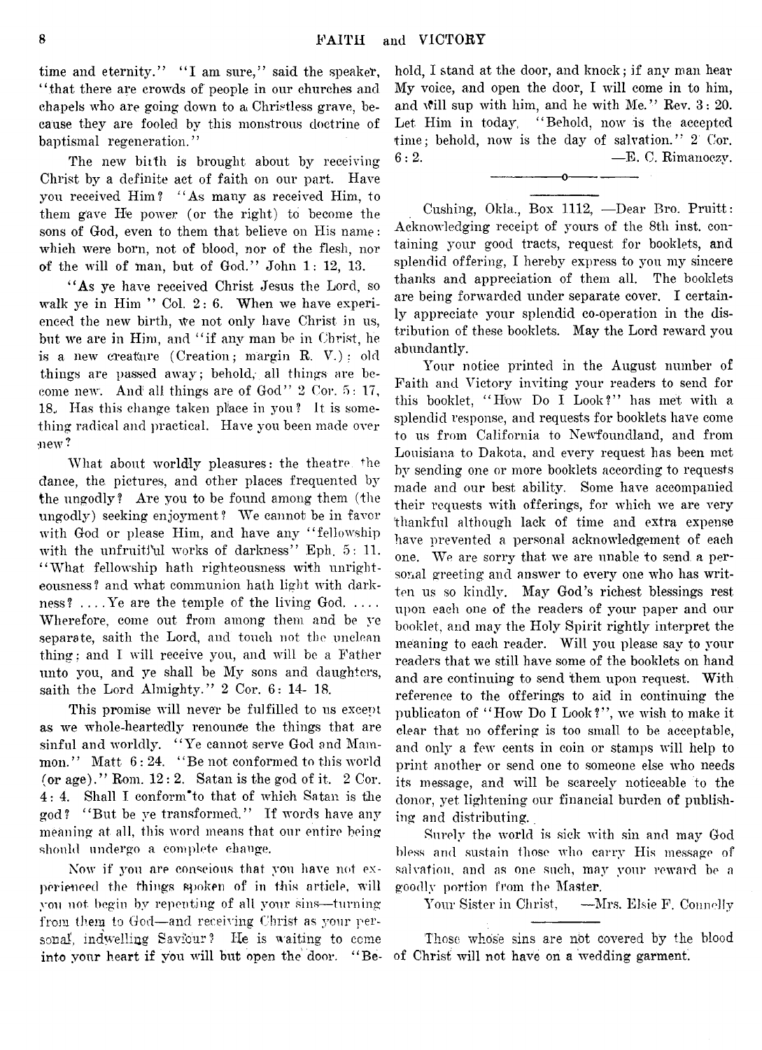time and eternity." "I am sure," said the speaker, "that there are crowds of people in our churches and chapels who are going down to a Christless grave, because they are fooled by this monstrous doctrine of baptismal regeneration."

The new birth is brought about by receiving Christ by a definite act of faith on our part. Have you received Him? "As many as received Him, to them gave He power (or the right) to become the sons of God, even to them that believe on His name: which were born, not of blood, nor of the flesh, nor of the will of man, but of God." John 1: 12, 13.

"As ye have received Christ Jesus the Lord, so walk ye in Him" Col. 2: 6. When we have experienced the new birth, we not only have Christ in us, but we are in Him, and "if any man be in Christ, he is a new creature (Creation; margin R. V.): old things are passed away; behold, all things are become new. And all things are of God" 2 Cor. 5: 17, 18. Has this change taken place in you? It is something radical and practical. Have you been made over new?

What about worldly pleasures: the theatre, the dance, the pictures, and other places frequented by the ungodly? Are you to be found among them (the ungodly) seeking enjoyment? We cannot be in favor with God or please Him, and have any "fellowship with the unfruitful works of darkness" Eph. 5: 11. "What fellowship hath righteousness with unrighteousness? and what communion hath light with darkness? ....Ye are the temple of the living God. .... Wherefore, come out from among them and be ye separate, saith the Lord, and touch not the unclean thing; and I will receive you, and will be a Father unto you, and ye shall be My sons and daughters, saith the Lord Almighty." 2 Cor. 6: 14- 18.

This promise will never be fulfilled to us except as we whole-heartedly renounce the things that are sinful and worldly. "Ye cannot serve God and Mammon." Matt 6: 24. "Be not conformed to this world (or age)." Rom. 12: 2. Satan is the god of it. 2 Cor. 4: 4. Shall I conform to that of which Satan is the god? "But be ye transformed." If words have any meaning at all, this word means that our entire being should undergo a complete change.

Now if you are conscious that you have not experienced the things spoken of in this article, will you not begin by repenting of all your sins—turning from them to God—and receiving Christ as your personal, indwelling Saviour? He is waiting to come into your heart if you will but open the door. "Behold, I stand at the door, and knock; if any man hear My voice, and open the door, I will come in to him, and will sup with him, and he with Me." Rev. 3: 20. Let Him in today. "Behold, now is the accepted time; behold, now is the day of salvation." 2 Cor. 6: 2.

—E. C. Rimanoczy.

---

Cushing, Okla., Box 1112, —Dear Bro. Pruitt: Acknowledging receipt of yours of the 8th inst. containing your good tracts, request for booklets, and splendid offering, I hereby express to you my sincere thanks and appreciation of them all. The booklets are being forwarded under separate cover. I certainly appreciate your splendid co-operation in the distribution of these booklets. May the Lord reward you abundantly.

Your notice printed in the August number of Faith and Victory inviting your readers to send for this booklet, "How Do I Look?" has met with a splendid response, and requests for booklets have come to us from California to Newfoundland, and from Louisiana to Dakota, and every request has been met by sending one or more booklets according to requests made and our best ability. Some have accompanied their requests with offerings, for which we are very thankful although lack of time and extra expense have prevented a personal acknowledgement of each one. We are sorry that we are unable to send a personal greeting and answer to every one who has written us so kindly. May God's richest blessings rest upon each one of the readers of your paper and our booklet, and may the Holy Spirit rightly interpret the meaning to each reader. Will you please say to your readers that we still have some of the booklets on hand and are continuing to send them upon request. With reference to the offerings to aid in continuing the publicaton of "How Do I Look?", we wish to make it clear that no offering is too small to be acceptable, and only a few cents in coin or stamps will help to print another or send one to someone else who needs its message, and will be scarcely noticeable to the donor, yet lightening our financial burden of publishing and distributing.

Surely the world is sick with sin and may God bless and sustain those who carry His message of salvation, and as one such, may your reward be a goodly portion from the Master.

Your Sister in Christ, —Mrs. Elsie F. Connelly

---

Those whose sins are not covered by the blood of Christ will not have on a wedding garment.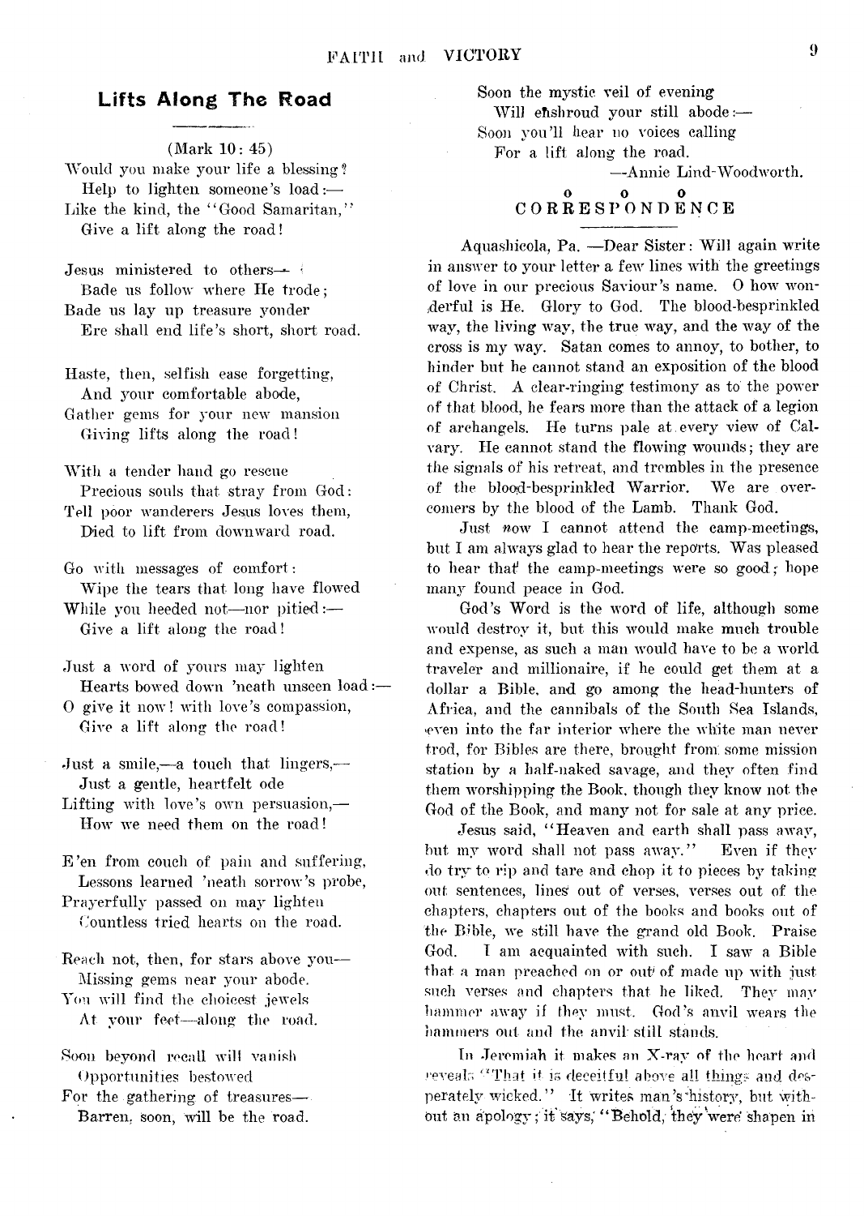## Lifts Along The Road

(Mark 10: 45)

Would you make your life a blessing?
Help to lighten someone's load:—
Like the kind, the "Good Samaritan,"
Give a lift along the road!

Jesus ministered to others—
Bade us follow where He trode;
Bade us lay up treasure yonder
Ere shall end life's short, short road.

Haste, then, selfish ease forgetting,
And your comfortable abode,
Gather gems for your new mansion
Giving lifts along the road!

With a tender hand go rescue
Precious souls that stray from God:
Tell poor wanderers Jesus loves them,
Died to lift from downward road.

Go with messages of comfort:
Wipe the tears that long have flowed
While you heeded not—nor pitied:—
Give a lift along the road!

Just a word of yours may lighten
Hearts bowed down 'neath unseen load:—
O give it now! with love's compassion,
Give a lift along the road!

Just a smile,—a touch that lingers,—
Just a gentle, heartfelt ode
Lifting with love's own persuasion,—
How we need them on the road!

E'en from couch of pain and suffering,
Lessons learned 'neath sorrow's probe,
Prayerfully passed on may lighten
Countless tried hearts on the road.

Reach not, then, for stars above you—
Missing gems near your abode.
You will find the choicest jewels
At your feet—along the road.

Soon beyond recall will vanish
Opportunities bestowed
For the gathering of treasures—
Barren, soon, will be the road.

Soon the mystic veil of evening
Will enshroud your still abode:—
Soon you'll hear no voices calling
For a lift along the road.

—Annie Lind-Woodworth.

o o o

## CORRESPONDENCE

Aquashicola, Pa. —Dear Sister: Will again write in answer to your letter a few lines with the greetings of love in our precious Saviour's name. O how wonderful is He. Glory to God. The blood-besprinkled way, the living way, the true way, and the way of the cross is my way. Satan comes to annoy, to bother, to hinder but he cannot stand an exposition of the blood of Christ. A clear-ringing testimony as to the power of that blood, he fears more than the attack of a legion of archangels. He turns pale at every view of Calvary. He cannot stand the flowing wounds; they are the signals of his retreat, and trembles in the presence of the blood-besprinkled Warrior. We are overcomers by the blood of the Lamb. Thank God.

Just now I cannot attend the camp-meetings, but I am always glad to hear the reports. Was pleased to hear that the camp-meetings were so good; hope many found peace in God.

God's Word is the word of life, although some would destroy it, but this would make much trouble and expense, as such a man would have to be a world traveler and millionaire, if he could get them at a dollar a Bible, and go among the head-hunters of Africa, and the cannibals of the South Sea Islands, even into the far interior where the white man never trod, for Bibles are there, brought from some mission station by a half-naked savage, and they often find them worshipping the Book, though they know not the God of the Book, and many not for sale at any price.

Jesus said, "Heaven and earth shall pass away, but my word shall not pass away." Even if they do try to rip and tare and chop it to pieces by taking out sentences, lines out of verses, verses out of the chapters, chapters out of the books and books out of the Bible, we still have the grand old Book. Praise God. I am acquainted with such. I saw a Bible that a man preached on or out of made up with just such verses and chapters that he liked. They may hammer away if they must. God's anvil wears the hammers out and the anvil still stands.

In Jeremiah it makes an X-ray of the heart and reveals "That it is deceitful above all things and desperately wicked." It writes man's history, but without an apology; it says, "Behold, they were shapen in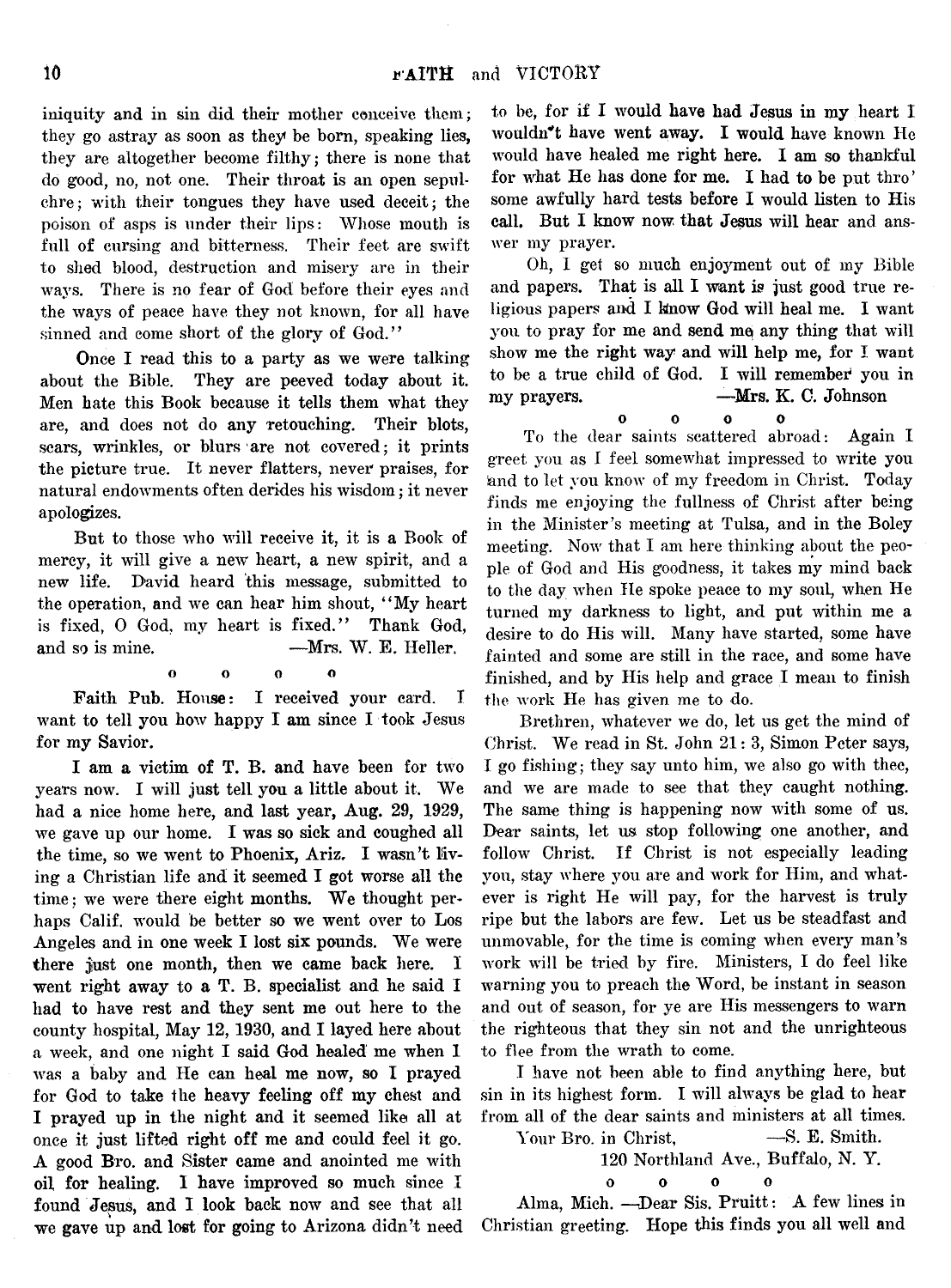iniquity and in sin did their mother conceive them; they go astray as soon as they be born, speaking lies, they are altogether become filthy; there is none that do good, no, not one. Their throat is an open sepulchre; with their tongues they have used deceit; the poison of asps is under their lips: Whose mouth is full of cursing and bitterness. Their feet are swift to shed blood, destruction and misery are in their ways. There is no fear of God before their eyes and the ways of peace have they not known, for all have sinned and come short of the glory of God."

Once I read this to a party as we were talking about the Bible. They are peeved today about it. Men hate this Book because it tells them what they are, and does not do any retouching. Their blots, scars, wrinkles, or blurs are not covered; it prints the picture true. It never flatters, never praises, for natural endowments often derides his wisdom; it never apologizes.

But to those who will receive it, it is a Book of mercy, it will give a new heart, a new spirit, and a new life. David heard this message, submitted to the operation, and we can hear him shout, "My heart is fixed, O God, my heart is fixed." Thank God, and so is mine. —Mrs. W. E. Heller.

o o o o

Faith Pub. House: I received your card. I want to tell you how happy I am since I took Jesus for my Savior.

I am a victim of T. B. and have been for two years now. I will just tell you a little about it. We had a nice home here, and last year, Aug. 29, 1929, we gave up our home. I was so sick and coughed all the time, so we went to Phoenix, Ariz. I wasn't living a Christian life and it seemed I got worse all the time; we were there eight months. We thought perhaps Calif. would be better so we went over to Los Angeles and in one week I lost six pounds. We were there just one month, then we came back here. I went right away to a T. B. specialist and he said I had to have rest and they sent me out here to the county hospital, May 12, 1930, and I layed here about a week, and one night I said God healed me when I was a baby and He can heal me now, so I prayed for God to take the heavy feeling off my chest and I prayed up in the night and it seemed like all at once it just lifted right off me and could feel it go. A good Bro. and Sister came and anointed me with oil for healing. I have improved so much since I found Jesus, and I look back now and see that all we gave up and lost for going to Arizona didn't need to be, for if I would have had Jesus in my heart I wouldn't have went away. I would have known He would have healed me right here. I am so thankful for what He has done for me. I had to be put thro' some awfully hard tests before I would listen to His call. But I know now that Jesus will hear and answer my prayer.

Oh, I get so much enjoyment out of my Bible and papers. That is all I want is just good true religious papers and I know God will heal me. I want you to pray for me and send me any thing that will show me the right way and will help me, for I want to be a true child of God. I will remember you in my prayers. —Mrs. K. C. Johnson

o o o o

To the dear saints scattered abroad: Again I greet you as I feel somewhat impressed to write you and to let you know of my freedom in Christ. Today finds me enjoying the fullness of Christ after being in the Minister's meeting at Tulsa, and in the Boley meeting. Now that I am here thinking about the people of God and His goodness, it takes my mind back to the day when He spoke peace to my soul, when He turned my darkness to light, and put within me a desire to do His will. Many have started, some have fainted and some are still in the race, and some have finished, and by His help and grace I mean to finish the work He has given me to do.

Brethren, whatever we do, let us get the mind of Christ. We read in St. John 21: 3, Simon Peter says, I go fishing; they say unto him, we also go with thee, and we are made to see that they caught nothing. The same thing is happening now with some of us. Dear saints, let us stop following one another, and follow Christ. If Christ is not especially leading you, stay where you are and work for Him, and whatever is right He will pay, for the harvest is truly ripe but the labors are few. Let us be steadfast and unmovable, for the time is coming when every man's work will be tried by fire. Ministers, I do feel like warning you to preach the Word, be instant in season and out of season, for ye are His messengers to warn the righteous that they sin not and the unrighteous to flee from the wrath to come.

I have not been able to find anything here, but sin in its highest form. I will always be glad to hear from all of the dear saints and ministers at all times.

Your Bro. in Christ, —S. E. Smith.
120 Northland Ave., Buffalo, N. Y.

o o o o

Alma, Mich. —Dear Sis. Pruitt: A few lines in Christian greeting. Hope this finds you all well and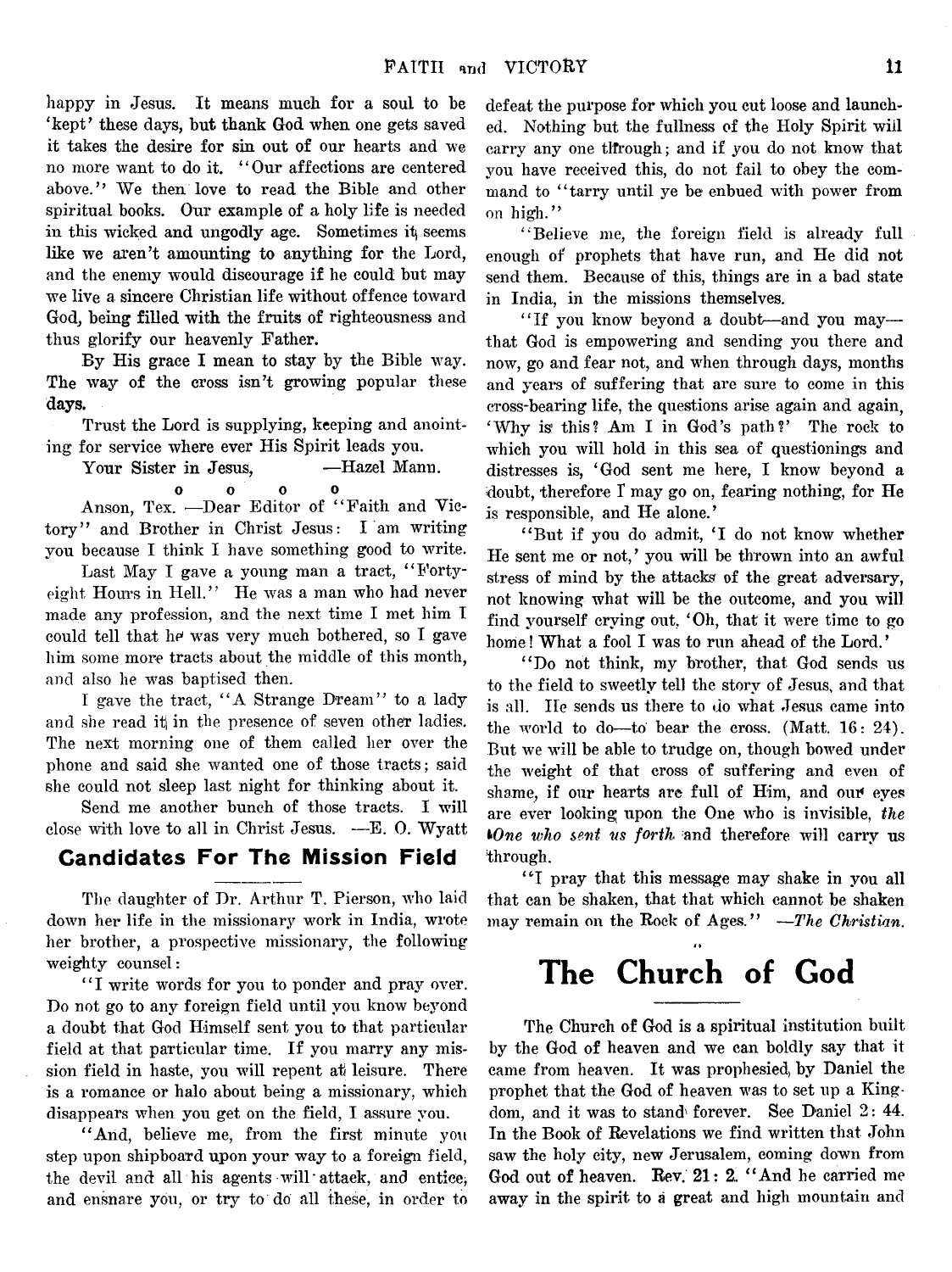happy in Jesus. It means much for a soul to be 'kept' these days, but thank God when one gets saved it takes the desire for sin out of our hearts and we no more want to do it. "Our affections are centered above." We then love to read the Bible and other spiritual books. Our example of a holy life is needed in this wicked and ungodly age. Sometimes it seems like we aren't amounting to anything for the Lord, and the enemy would discourage if he could but may we live a sincere Christian life without offence toward God, being filled with the fruits of righteousness and thus glorify our heavenly Father.

By His grace I mean to stay by the Bible way. The way of the cross isn't growing popular these days.

Trust the Lord is supplying, keeping and anointing for service where ever His Spirit leads you.

Your Sister in Jesus, —Hazel Mann.

o o o o

Anson, Tex. —Dear Editor of "Faith and Victory" and Brother in Christ Jesus: I am writing you because I think I have something good to write.

Last May I gave a young man a tract, "Forty-eight Hours in Hell." He was a man who had never made any profession, and the next time I met him I could tell that he was very much bothered, so I gave him some more tracts about the middle of this month, and also he was baptised then.

I gave the tract, "A Strange Dream" to a lady and she read it in the presence of seven other ladies. The next morning one of them called her over the phone and said she wanted one of those tracts; said she could not sleep last night for thinking about it.

Send me another bunch of those tracts. I will close with love to all in Christ Jesus. —E. O. Wyatt

## Candidates For The Mission Field

The daughter of Dr. Arthur T. Pierson, who laid down her life in the missionary work in India, wrote her brother, a prospective missionary, the following weighty counsel:

"I write words for you to ponder and pray over. Do not go to any foreign field until you know beyond a doubt that God Himself sent you to that particular field at that particular time. If you marry any mission field in haste, you will repent at leisure. There is a romance or halo about being a missionary, which disappears when you get on the field, I assure you.

"And, believe me, from the first minute you step upon shipboard upon your way to a foreign field, the devil and all his agents will attack, and entice, and ensnare you, or try to do all these, in order to defeat the purpose for which you cut loose and launched. Nothing but the fullness of the Holy Spirit will carry any one through; and if you do not know that you have received this, do not fail to obey the command to "tarry until ye be enbued with power from on high."

"Believe me, the foreign field is already full enough of prophets that have run, and He did not send them. Because of this, things are in a bad state in India, in the missions themselves.

"If you know beyond a doubt—and you may—that God is empowering and sending you there and now, go and fear not, and when through days, months and years of suffering that are sure to come in this cross-bearing life, the questions arise again and again, 'Why is this? Am I in God's path?' The rock to which you will hold in this sea of questionings and distresses is, 'God sent me here, I know beyond a doubt, therefore I may go on, fearing nothing, for He is responsible, and He alone.'

"But if you do admit, 'I do not know whether He sent me or not,' you will be thrown into an awful stress of mind by the attacks of the great adversary, not knowing what will be the outcome, and you will find yourself crying out, 'Oh, that it were time to go home! What a fool I was to run ahead of the Lord.'

"Do not think, my brother, that God sends us to the field to sweetly tell the story of Jesus, and that is all. He sends us there to do what Jesus came into the world to do—to bear the cross. (Matt. 16: 24). But we will be able to trudge on, though bowed under the weight of that cross of suffering and even of shame, if our hearts are full of Him, and our eyes are ever looking upon the One who is invisible, *the One who sent us forth* and therefore will carry us through.

"I pray that this message may shake in you all that can be shaken, that that which cannot be shaken may remain on the Rock of Ages." —*The Christian.*

# The Church of God

The Church of God is a spiritual institution built by the God of heaven and we can boldly say that it came from heaven. It was prophesied by Daniel the prophet that the God of heaven was to set up a Kingdom, and it was to stand forever. See Daniel 2: 44. In the Book of Revelations we find written that John saw the holy city, new Jerusalem, coming down from God out of heaven. Rev. 21: 2. "And he carried me away in the spirit to a great and high mountain and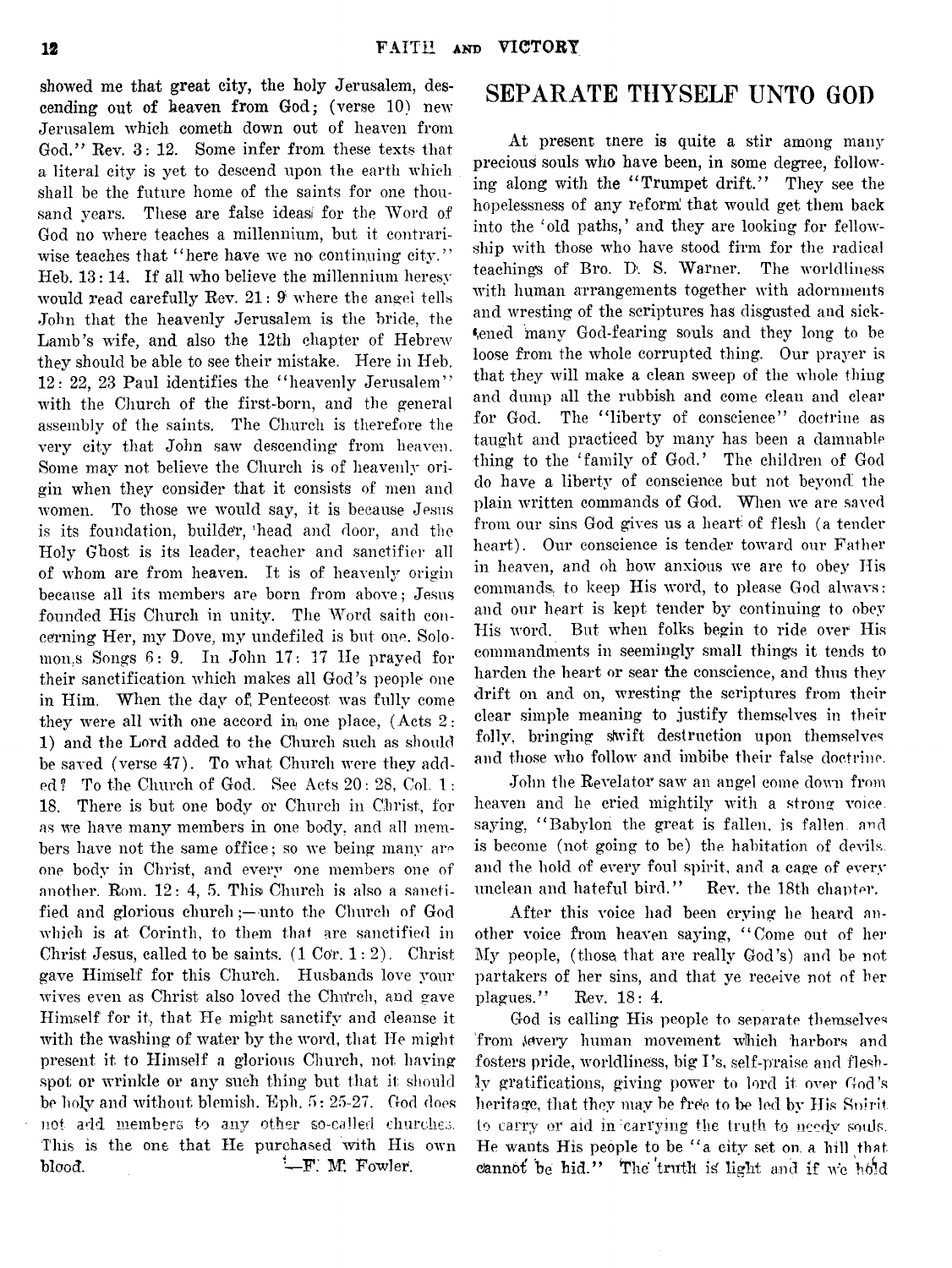showed me that great city, the holy Jerusalem, descending out of heaven from God; (verse 10) new Jerusalem which cometh down out of heaven from God." Rev. 3: 12. Some infer from these texts that a literal city is yet to descend upon the earth which shall be the future home of the saints for one thousand years. These are false ideas for the Word of God no where teaches a millennium, but it contrariwise teaches that "here have we no continuing city." Heb. 13: 14. If all who believe the millennium heresy would read carefully Rev. 21: 9 where the angel tells John that the heavenly Jerusalem is the bride, the Lamb's wife, and also the 12th chapter of Hebrew they should be able to see their mistake. Here in Heb. 12: 22, 23 Paul identifies the "heavenly Jerusalem" with the Church of the first-born, and the general assembly of the saints. The Church is therefore the very city that John saw descending from heaven. Some may not believe the Church is of heavenly origin when they consider that it consists of men and women. To those we would say, it is because Jesus is its foundation, builder, head and door, and the Holy Ghost is its leader, teacher and sanctifier all of whom are from heaven. It is of heavenly origin because all its members are born from above; Jesus founded His Church in unity. The Word saith concerning Her, my Dove, my undefiled is but one. Solomon,s Songs 6: 9. In John 17: 17 He prayed for their sanctification which makes all God's people one in Him. When the day of Pentecost was fully come they were all with one accord in one place, (Acts 2: 1) and the Lord added to the Church such as should be saved (verse 47). To what Church were they added? To the Church of God. See Acts 20: 28, Col. 1: 18. There is but one body or Church in Christ, for as we have many members in one body, and all members have not the same office; so we being many are one body in Christ, and every one members one of another. Rom. 12: 4, 5. This Church is also a sanctified and glorious church;—unto the Church of God which is at Corinth, to them that are sanctified in Christ Jesus, called to be saints. (1 Cor. 1: 2). Christ gave Himself for this Church. Husbands love your wives even as Christ also loved the Church, and gave Himself for it, that He might sanctify and cleanse it with the washing of water by the word, that He might present it to Himself a glorious Church, not having spot or wrinkle or any such thing but that it should be holy and without blemish. Eph. 5: 25-27. God does not add members to any other so-called churches. This is the one that He purchased with His own blood.

—F. M. Fowler.

## SEPARATE THYSELF UNTO GOD

At present there is quite a stir among many precious souls who have been, in some degree, following along with the "Trumpet drift." They see the hopelessness of any reform that would get them back into the 'old paths,' and they are looking for fellowship with those who have stood firm for the radical teachings of Bro. D. S. Warner. The worldliness with human arrangements together with adornments and wresting of the scriptures has disgusted and sickened many God-fearing souls and they long to be loose from the whole corrupted thing. Our prayer is that they will make a clean sweep of the whole thing and dump all the rubbish and come clean and clear for God. The "liberty of conscience" doctrine as taught and practiced by many has been a damnable thing to the 'family of God.' The children of God do have a liberty of conscience but not beyond the plain written commands of God. When we are saved from our sins God gives us a heart of flesh (a tender heart). Our conscience is tender toward our Father in heaven, and oh how anxious we are to obey His commands, to keep His word, to please God always: and our heart is kept tender by continuing to obey His word. But when folks begin to ride over His commandments in seemingly small things it tends to harden the heart or sear the conscience, and thus they drift on and on, wresting the scriptures from their clear simple meaning to justify themselves in their folly, bringing swift destruction upon themselves and those who follow and imbibe their false doctrine.

John the Revelator saw an angel come down from heaven and he cried mightily with a strong voice, saying, "Babylon the great is fallen, is fallen, and is become (not going to be) the habitation of devils, and the hold of every foul spirit, and a cage of every unclean and hateful bird." Rev. the 18th chapter.

After this voice had been crying he heard another voice from heaven saying, "Come out of her My people, (those that are really God's) and be not partakers of her sins, and that ye receive not of her plagues." Rev. 18: 4.

God is calling His people to separate themselves from every human movement which harbors and fosters pride, worldliness, big I's, self-praise and fleshly gratifications, giving power to lord it over God's heritage, that they may be free to be led by His Spirit to carry or aid in carrying the truth to needy souls. He wants His people to be "a city set on a hill that cannot be hid." The truth is light and if we hold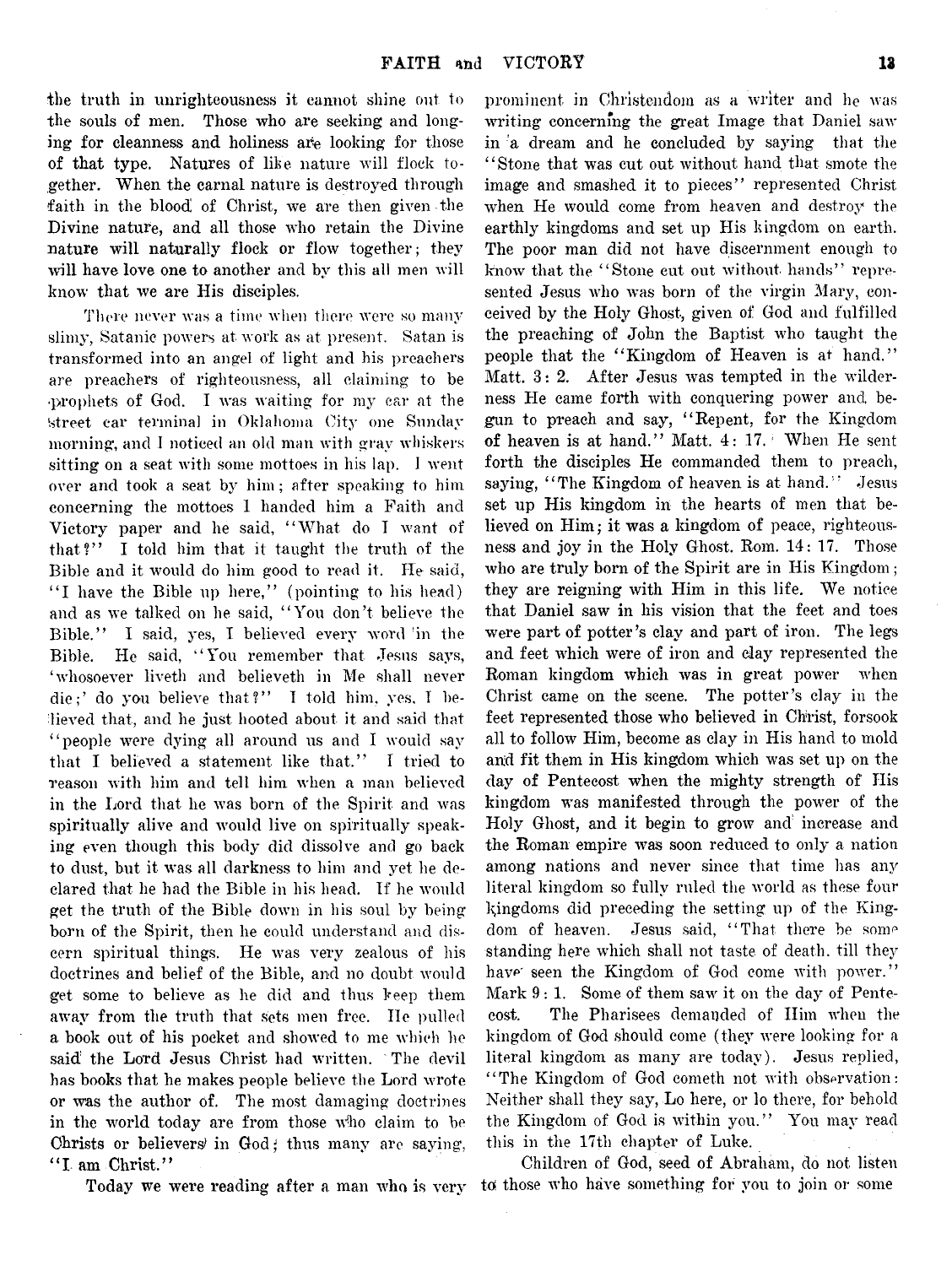the truth in unrighteousness it cannot shine out to the souls of men. Those who are seeking and longing for cleanness and holiness are looking for those of that type. Natures of like nature will flock together. When the carnal nature is destroyed through faith in the blood of Christ, we are then given the Divine nature, and all those who retain the Divine nature will naturally flock or flow together; they will have love one to another and by this all men will know that we are His disciples.

There never was a time when there were so many slimy, Satanic powers at work as at present. Satan is transformed into an angel of light and his preachers are preachers of righteousness, all claiming to be prophets of God. I was waiting for my car at the street car terminal in Oklahoma City one Sunday morning, and I noticed an old man with gray whiskers sitting on a seat with some mottoes in his lap. I went over and took a seat by him; after speaking to him concerning the mottoes I handed him a Faith and Victory paper and he said, "What do I want of that?" I told him that it taught the truth of the Bible and it would do him good to read it. He said, "I have the Bible up here," (pointing to his head) and as we talked on he said, "You don't believe the Bible." I said, yes, I believed every word in the Bible. He said, "You remember that Jesus says, 'whosoever liveth and believeth in Me shall never die;' do you believe that?" I told him, yes, I believed that, and he just hooted about it and said that "people were dying all around us and I would say that I believed a statement like that." I tried to reason with him and tell him when a man believed in the Lord that he was born of the Spirit and was spiritually alive and would live on spiritually speaking even though this body did dissolve and go back to dust, but it was all darkness to him and yet he declared that he had the Bible in his head. If he would get the truth of the Bible down in his soul by being born of the Spirit, then he could understand and discern spiritual things. He was very zealous of his doctrines and belief of the Bible, and no doubt would get some to believe as he did and thus keep them away from the truth that sets men free. He pulled a book out of his pocket and showed to me which he said the Lord Jesus Christ had written. The devil has books that he makes people believe the Lord wrote or was the author of. The most damaging doctrines in the world today are from those who claim to be Christs or believers in God; thus many are saying, "I am Christ."

Today we were reading after a man who is very prominent in Christendom as a writer and he was writing concerning the great Image that Daniel saw in a dream and he concluded by saying that the "Stone that was cut out without hand that smote the image and smashed it to pieces" represented Christ when He would come from heaven and destroy the earthly kingdoms and set up His kingdom on earth. The poor man did not have discernment enough to know that the "Stone cut out without hands" represented Jesus who was born of the virgin Mary, conceived by the Holy Ghost, given of God and fulfilled the preaching of John the Baptist who taught the people that the "Kingdom of Heaven is at hand." Matt. 3: 2. After Jesus was tempted in the wilderness He came forth with conquering power and begun to preach and say, "Repent, for the Kingdom of heaven is at hand." Matt. 4: 17. When He sent forth the disciples He commanded them to preach, saying, "The Kingdom of heaven is at hand." Jesus set up His kingdom in the hearts of men that believed on Him; it was a kingdom of peace, righteousness and joy in the Holy Ghost. Rom. 14: 17. Those who are truly born of the Spirit are in His Kingdom; they are reigning with Him in this life. We notice that Daniel saw in his vision that the feet and toes were part of potter's clay and part of iron. The legs and feet which were of iron and clay represented the Roman kingdom which was in great power when Christ came on the scene. The potter's clay in the feet represented those who believed in Christ, forsook all to follow Him, become as clay in His hand to mold and fit them in His kingdom which was set up on the day of Pentecost when the mighty strength of His kingdom was manifested through the power of the Holy Ghost, and it begin to grow and increase and the Roman empire was soon reduced to only a nation among nations and never since that time has any literal kingdom so fully ruled the world as these four kingdoms did preceding the setting up of the Kingdom of heaven. Jesus said, "That there be some standing here which shall not taste of death, till they have seen the Kingdom of God come with power." Mark 9: 1. Some of them saw it on the day of Pentecost. The Pharisees demanded of Him when the kingdom of God should come (they were looking for a literal kingdom as many are today). Jesus replied, "The Kingdom of God cometh not with observation: Neither shall they say, Lo here, or lo there, for behold the Kingdom of God is within you." You may read this in the 17th chapter of Luke.

Children of God, seed of Abraham, do not listen to those who have something for you to join or some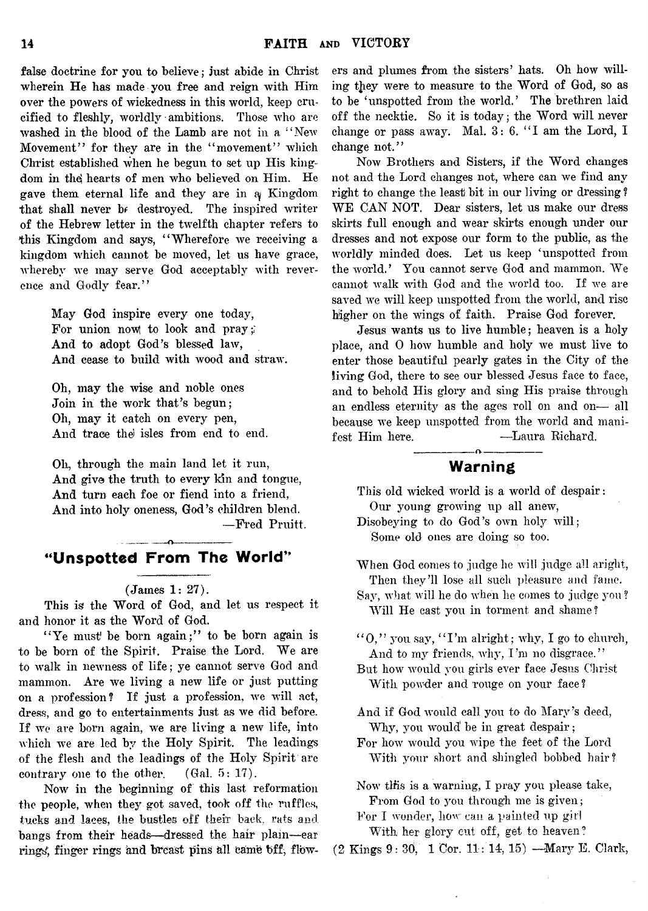false doctrine for you to believe; just abide in Christ wherein He has made you free and reign with Him over the powers of wickedness in this world, keep crucified to fleshly, worldly ambitions. Those who are washed in the blood of the Lamb are not in a "New Movement" for they are in the "movement" which Christ established when he begun to set up His kingdom in the hearts of men who believed on Him. He gave them eternal life and they are in a Kingdom that shall never be destroyed. The inspired writer of the Hebrew letter in the twelfth chapter refers to this Kingdom and says, "Wherefore we receiving a kingdom which cannot be moved, let us have grace, whereby we may serve God acceptably with reverence and Godly fear."

May God inspire every one today,
For union now to look and pray;
And to adopt God's blessed law,
And cease to build with wood and straw.

Oh, may the wise and noble ones
Join in the work that's begun;
Oh, may it catch on every pen,
And trace the isles from end to end.

Oh, through the main land let it run,
And give the truth to every kin and tongue,
And turn each foe or fiend into a friend,
And into holy oneness, God's children blend.
—Fred Pruitt.

## "Unspotted From The World"

(James 1: 27).

This is the Word of God, and let us respect it and honor it as the Word of God.

"Ye must be born again;" to be born again is to be born of the Spirit. Praise the Lord. We are to walk in newness of life; ye cannot serve God and mammon. Are we living a new life or just putting on a profession? If just a profession, we will act, dress, and go to entertainments just as we did before. If we are born again, we are living a new life, into which we are led by the Holy Spirit. The leadings of the flesh and the leadings of the Holy Spirit are contrary one to the other. (Gal. 5: 17).

Now in the beginning of this last reformation the people, when they got saved, took off the ruffles, tucks and laces, the bustles off their back, rats and bangs from their heads—dressed the hair plain—ear rings, finger rings and breast pins all came off, flowers and plumes from the sisters' hats. Oh how willing they were to measure to the Word of God, so as to be 'unspotted from the world.' The brethren laid off the necktie. So it is today; the Word will never change or pass away. Mal. 3: 6. "I am the Lord, I change not."

Now Brothers and Sisters, if the Word changes not and the Lord changes not, where can we find any right to change the least bit in our living or dressing? WE CAN NOT. Dear sisters, let us make our dress skirts full enough and wear skirts enough under our dresses and not expose our form to the public, as the worldly minded does. Let us keep 'unspotted from the world.' You cannot serve God and mammon. We cannot walk with God and the world too. If we are saved we will keep unspotted from the world, and rise higher on the wings of faith. Praise God forever.

Jesus wants us to live humble; heaven is a holy place, and O how humble and holy we must live to enter those beautiful pearly gates in the City of the living God, there to see our blessed Jesus face to face, and to behold His glory and sing His praise through an endless eternity as the ages roll on and on— all because we keep unspotted from the world and manifest Him here. —Laura Richard.

## Warning

This old wicked world is a world of despair:
Our young growing up all anew,
Disobeying to do God's own holy will;
Some old ones are doing so too.

When God comes to judge he will judge all aright,
Then they'll lose all such pleasure and fame.
Say, what will he do when he comes to judge you?
Will He cast you in torment and shame?

"O," you say, "I'm alright; why, I go to church,
And to my friends, why, I'm no disgrace."
But how would you girls ever face Jesus Christ
With powder and rouge on your face?

And if God would call you to do Mary's deed,
Why, you would be in great despair;
For how would you wipe the feet of the Lord
With your short and shingled bobbed hair?

Now this is a warning, I pray you please take,
From God to you through me is given;
For I wonder, how can a painted up girl
With her glory cut off, get to heaven?

(2 Kings 9: 30, 1 Cor. 11: 14, 15) —Mary E. Clark,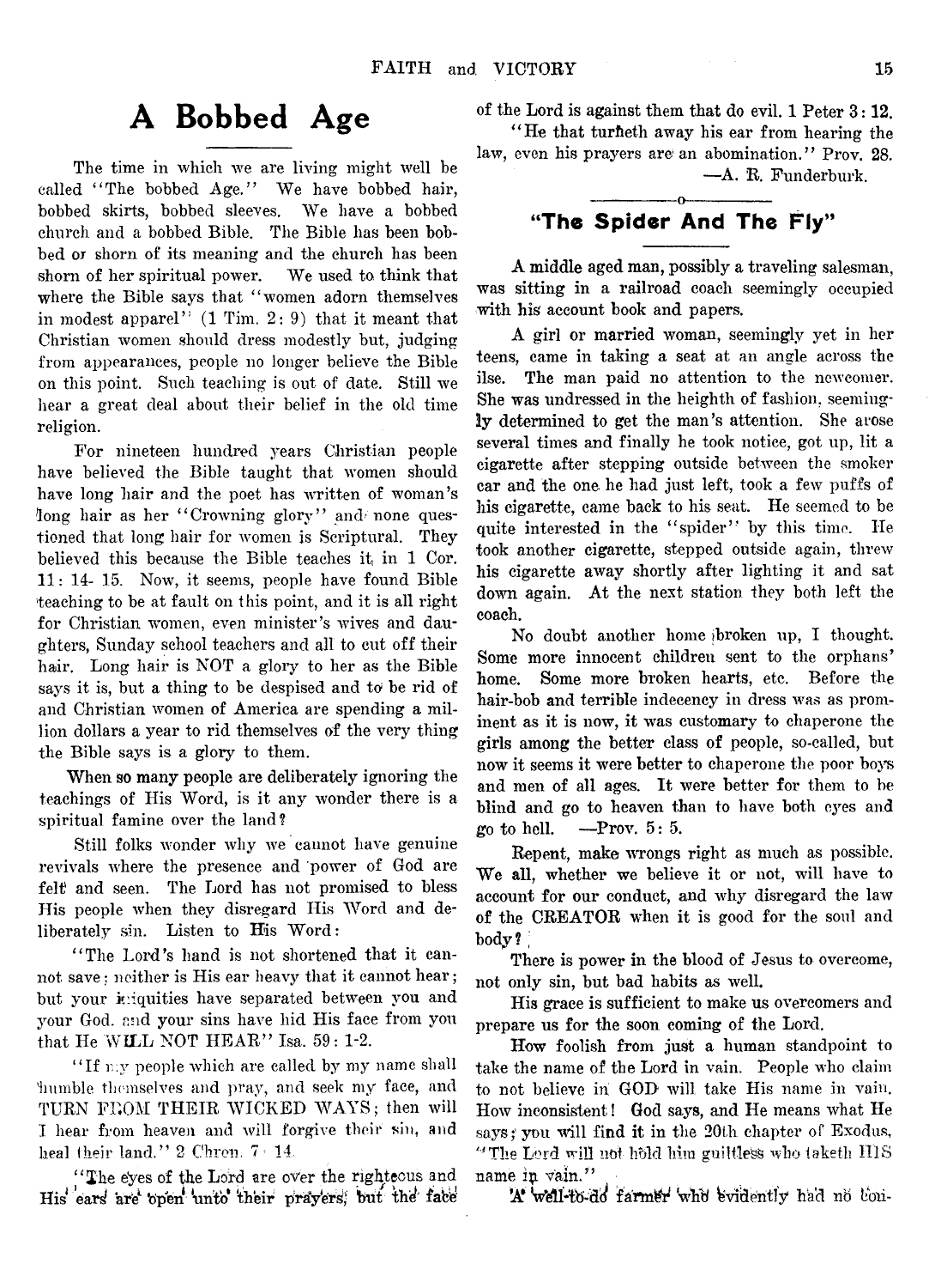# A Bobbed Age

The time in which we are living might well be called "The bobbed Age." We have bobbed hair, bobbed skirts, bobbed sleeves. We have a bobbed church and a bobbed Bible. The Bible has been bobbed or shorn of its meaning and the church has been shorn of her spiritual power. We used to think that where the Bible says that "women adorn themselves in modest apparel" (1 Tim. 2: 9) that it meant that Christian women should dress modestly but, judging from appearances, people no longer believe the Bible on this point. Such teaching is out of date. Still we hear a great deal about their belief in the old time religion.

For nineteen hundred years Christian people have believed the Bible taught that women should have long hair and the poet has written of woman's long hair as her "Crowning glory" and none questioned that long hair for women is Scriptural. They believed this because the Bible teaches it in 1 Cor. 11: 14- 15. Now, it seems, people have found Bible teaching to be at fault on this point, and it is all right for Christian women, even minister's wives and daughters, Sunday school teachers and all to cut off their hair. Long hair is NOT a glory to her as the Bible says it is, but a thing to be despised and to be rid of and Christian women of America are spending a million dollars a year to rid themselves of the very thing the Bible says is a glory to them.

When so many people are deliberately ignoring the teachings of His Word, is it any wonder there is a spiritual famine over the land?

Still folks wonder why we cannot have genuine revivals where the presence and power of God are felt and seen. The Lord has not promised to bless His people when they disregard His Word and deliberately sin. Listen to His Word:

"The Lord's hand is not shortened that it cannot save; neither is His ear heavy that it cannot hear; but your iniquities have separated between you and your God. and your sins have hid His face from you that He WILL NOT HEAR" Isa. 59: 1-2.

"If my people which are called by my name shall humble themselves and pray, and seek my face, and TURN FROM THEIR WICKED WAYS; then will I hear from heaven and will forgive their sin, and heal their land." 2 Chron. 7: 14.

"The eyes of the Lord are over the righteous and His ears are open unto their prayers; but the face of the Lord is against them that do evil. 1 Peter 3: 12.

"He that turneth away his ear from hearing the law, even his prayers are an abomination." Prov. 28.

—A. R. Funderburk.

---

## "The Spider And The Fly"

A middle aged man, possibly a traveling salesman, was sitting in a railroad coach seemingly occupied with his account book and papers.

A girl or married woman, seemingly yet in her teens, came in taking a seat at an angle across the ilse. The man paid no attention to the newcomer. She was undressed in the heighth of fashion, seemingly determined to get the man's attention. She arose several times and finally he took notice, got up, lit a cigarette after stepping outside between the smoker car and the one he had just left, took a few puffs of his cigarette, came back to his seat. He seemed to be quite interested in the "spider" by this time. He took another cigarette, stepped outside again, threw his cigarette away shortly after lighting it and sat down again. At the next station they both left the coach.

No doubt another home broken up, I thought. Some more innocent children sent to the orphans' home. Some more broken hearts, etc. Before the hair-bob and terrible indecency in dress was as prominent as it is now, it was customary to chaperone the girls among the better class of people, so-called, but now it seems it were better to chaperone the poor boys and men of all ages. It were better for them to be blind and go to heaven than to have both eyes and go to hell. —Prov. 5: 5.

Repent, make wrongs right as much as possible. We all, whether we believe it or not, will have to account for our conduct, and why disregard the law of the CREATOR when it is good for the soul and body?

There is power in the blood of Jesus to overcome, not only sin, but bad habits as well.

His grace is sufficient to make us overcomers and prepare us for the soon coming of the Lord.

How foolish from just a human standpoint to take the name of the Lord in vain. People who claim to not believe in GOD will take His name in vain. How inconsistent! God says, and He means what He says; you will find it in the 20th chapter of Exodus, "The Lord will not hold him guiltless who taketh HIS name in vain."

A well-to-do farmer who evidently had no con-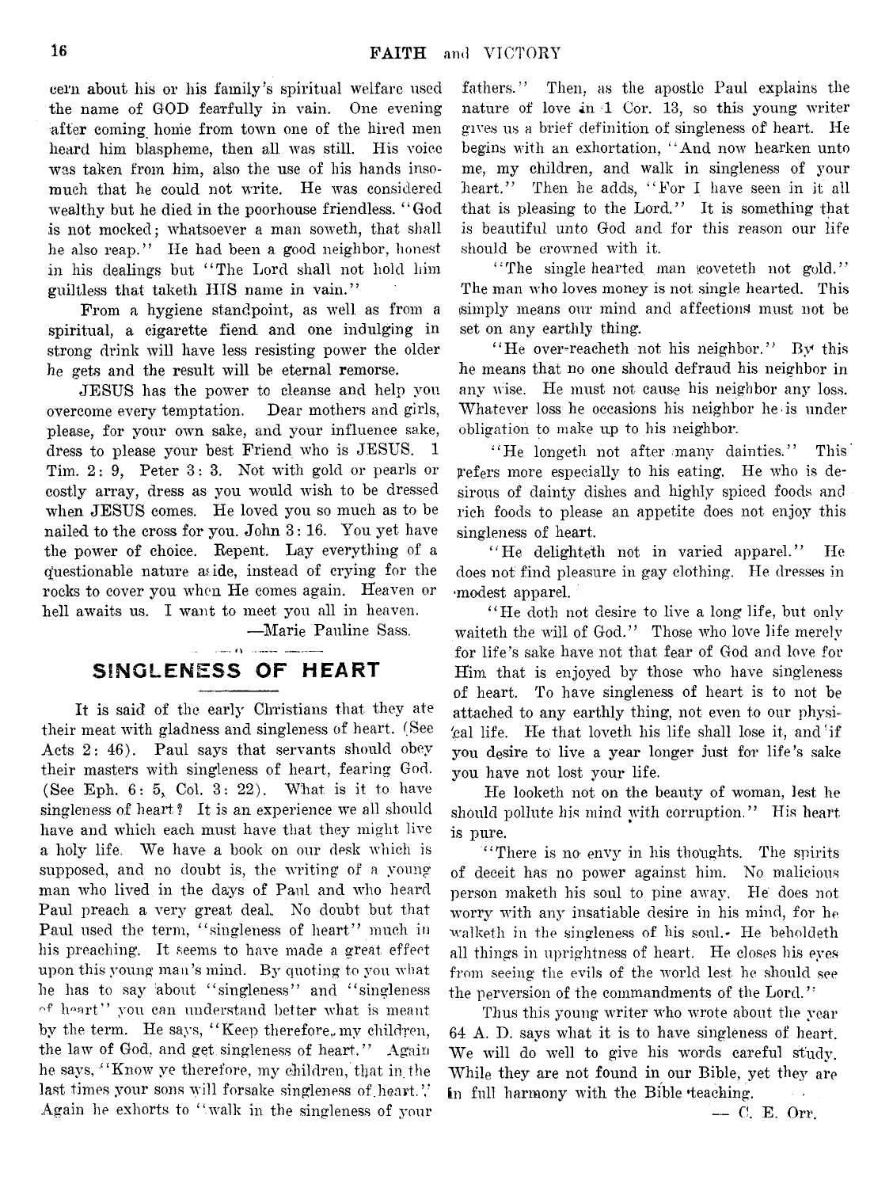cern about his or his family's spiritual welfare used the name of GOD fearfully in vain. One evening after coming home from town one of the hired men heard him blaspheme, then all was still. His voice was taken from him, also the use of his hands insomuch that he could not write. He was considered wealthy but he died in the poorhouse friendless. "God is not mocked; whatsoever a man soweth, that shall he also reap." He had been a good neighbor, honest in his dealings but "The Lord shall not hold him guiltless that taketh HIS name in vain."

From a hygiene standpoint, as well as from a spiritual, a cigarette fiend and one indulging in strong drink will have less resisting power the older he gets and the result will be eternal remorse.

JESUS has the power to cleanse and help you overcome every temptation. Dear mothers and girls, please, for your own sake, and your influence sake, dress to please your best Friend who is JESUS. 1 Tim. 2: 9, Peter 3: 3. Not with gold or pearls or costly array, dress as you would wish to be dressed when JESUS comes. He loved you so much as to be nailed to the cross for you. John 3: 16. You yet have the power of choice. Repent. Lay everything of a questionable nature aside, instead of crying for the rocks to cover you when He comes again. Heaven or hell awaits us. I want to meet you all in heaven.

—Marie Pauline Sass.

## SINGLENESS OF HEART

It is said of the early Christians that they ate their meat with gladness and singleness of heart. (See Acts 2: 46). Paul says that servants should obey their masters with singleness of heart, fearing God. (See Eph. 6: 5, Col. 3: 22). What is it to have singleness of heart? It is an experience we all should have and which each must have that they might live a holy life. We have a book on our desk which is supposed, and no doubt is, the writing of a young man who lived in the days of Paul and who heard Paul preach a very great deal. No doubt but that Paul used the term, "singleness of heart" much in his preaching. It seems to have made a great effect upon this young man's mind. By quoting to you what he has to say about "singleness" and "singleness of heart" you can understand better what is meant by the term. He says, "Keep therefore, my children, the law of God, and get singleness of heart." Again he says, "Know ye therefore, my children, that in the last times your sons will forsake singleness of heart." Again he exhorts to "walk in the singleness of your fathers." Then, as the apostle Paul explains the nature of love in 1 Cor. 13, so this young writer gives us a brief definition of singleness of heart. He begins with an exhortation, "And now hearken unto me, my children, and walk in singleness of your heart." Then he adds, "For I have seen in it all that is pleasing to the Lord." It is something that is beautiful unto God and for this reason our life should be crowned with it.

"The single hearted man coveteth not gold." The man who loves money is not single hearted. This simply means our mind and affections must not be set on any earthly thing.

"He over-reacheth not his neighbor." By this he means that no one should defraud his neighbor in any wise. He must not cause his neighbor any loss. Whatever loss he occasions his neighbor he is under obligation to make up to his neighbor.

"He longeth not after many dainties." This refers more especially to his eating. He who is desirous of dainty dishes and highly spiced foods and rich foods to please an appetite does not enjoy this singleness of heart.

"He delighteth not in varied apparel." He does not find pleasure in gay clothing. He dresses in modest apparel.

"He doth not desire to live a long life, but only waiteth the will of God." Those who love life merely for life's sake have not that fear of God and love for Him that is enjoyed by those who have singleness of heart. To have singleness of heart is to not be attached to any earthly thing, not even to our physical life. He that loveth his life shall lose it, and if you desire to live a year longer just for life's sake you have not lost your life.

He looketh not on the beauty of woman, lest he should pollute his mind with corruption." His heart is pure.

"There is no envy in his thoughts. The spirits of deceit has no power against him. No malicious person maketh his soul to pine away. He does not worry with any insatiable desire in his mind, for he walketh in the singleness of his soul. He beholdeth all things in uprightness of heart. He closes his eyes from seeing the evils of the world lest he should see the perversion of the commandments of the Lord."

Thus this young writer who wrote about the year 64 A. D. says what it is to have singleness of heart. We will do well to give his words careful study. While they are not found in our Bible, yet they are in full harmony with the Bible teaching.

— C. E. Orr.